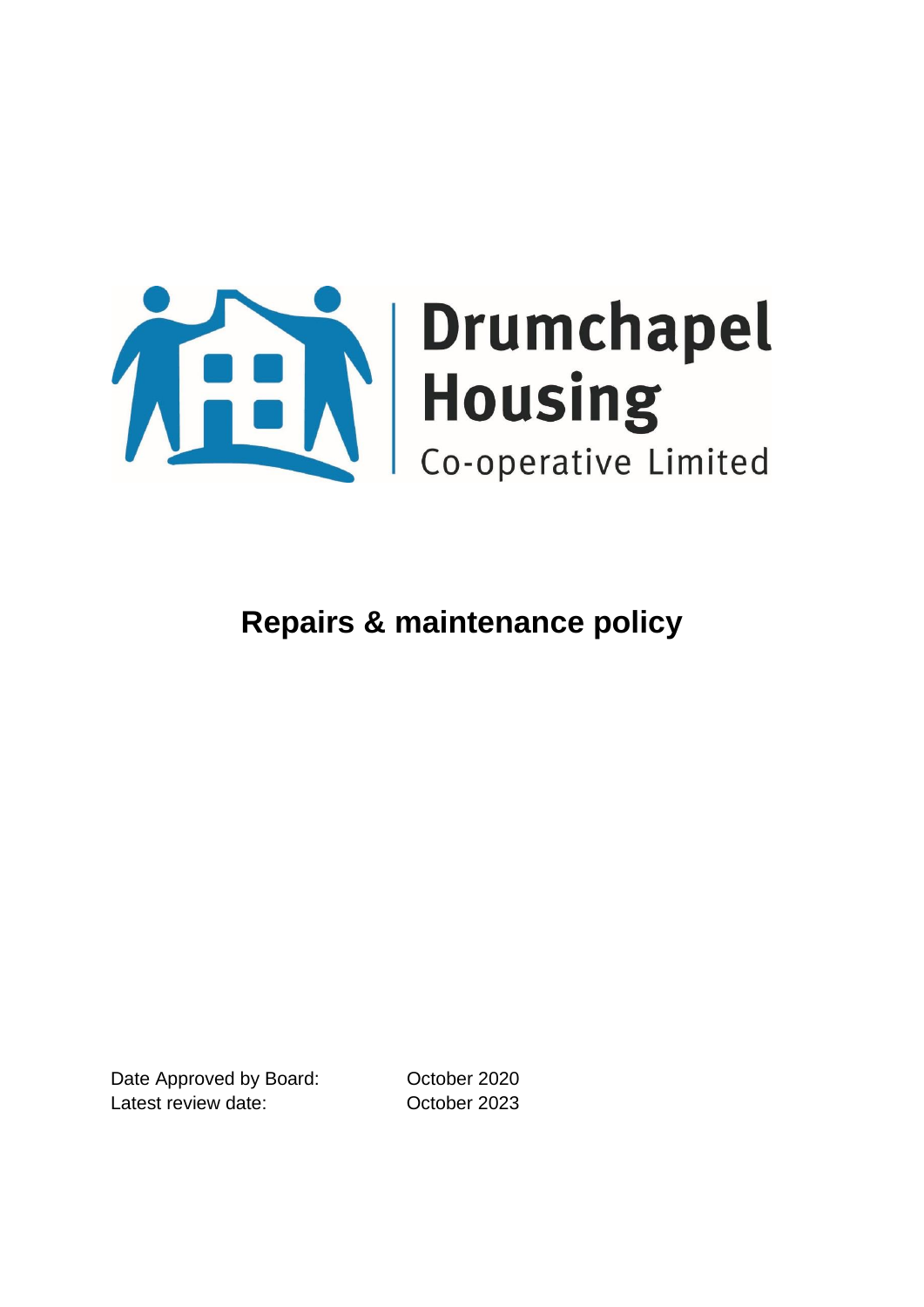Drumchapel Housing

Co-operative Limited

# Repairs & maintenance policy

Date Approved by Board: October 2020

Latest review date: October 2023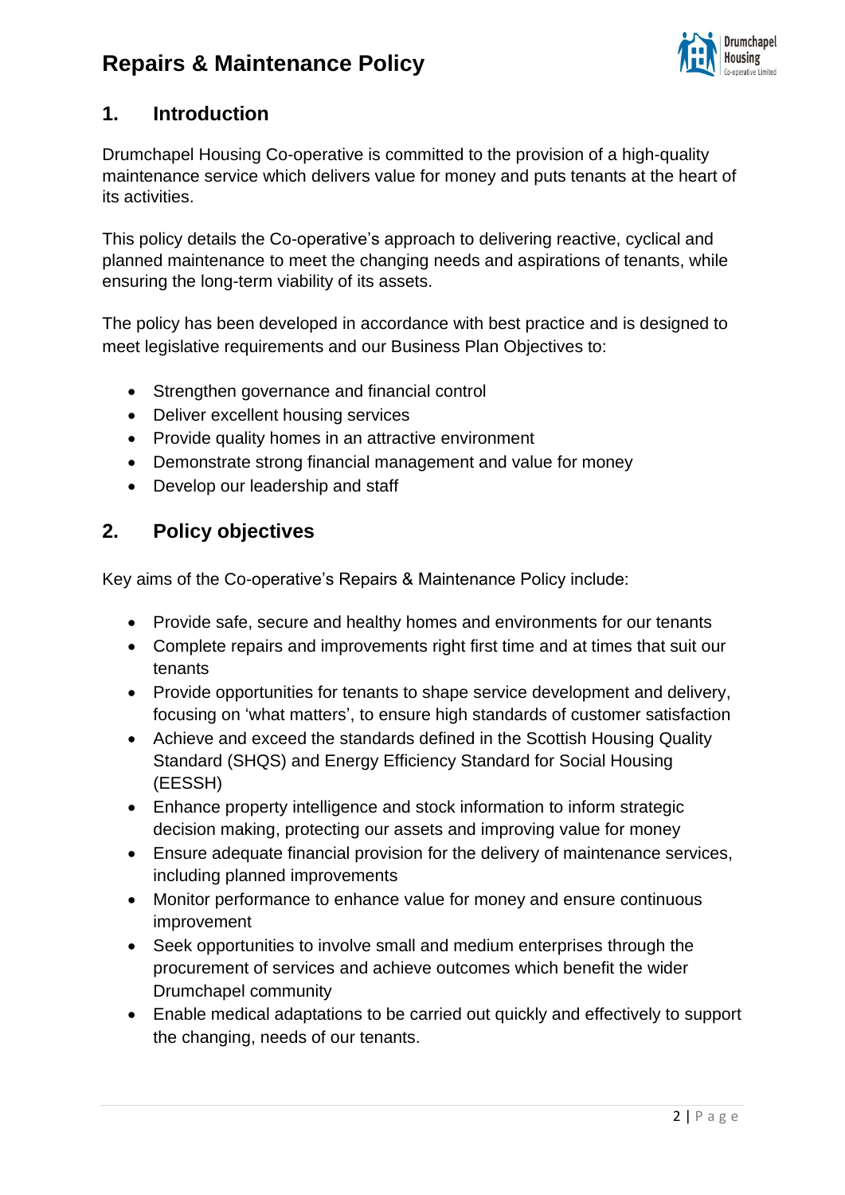# Repairs & Maintenance Policy

## 1. Introduction

Drumchapel Housing Co-operative is committed to the provision of a high-quality maintenance service which delivers value for money and puts tenants at the heart of its activities.

This policy details the Co-operative's approach to delivering reactive, cyclical and planned maintenance to meet the changing needs and aspirations of tenants, while ensuring the long-term viability of its assets.

The policy has been developed in accordance with best practice and is designed to meet legislative requirements and our Business Plan Objectives to:

- Strengthen governance and financial control
- Deliver excellent housing services
- Provide quality homes in an attractive environment
- Demonstrate strong financial management and value for money
- Develop our leadership and staff

## 2. Policy objectives

Key aims of the Co-operative's Repairs & Maintenance Policy include:

- Provide safe, secure and healthy homes and environments for our tenants
- Complete repairs and improvements right first time and at times that suit our tenants
- Provide opportunities for tenants to shape service development and delivery, focusing on 'what matters', to ensure high standards of customer satisfaction
- Achieve and exceed the standards defined in the Scottish Housing Quality Standard (SHQS) and Energy Efficiency Standard for Social Housing (EESSH)
- Enhance property intelligence and stock information to inform strategic decision making, protecting our assets and improving value for money
- Ensure adequate financial provision for the delivery of maintenance services, including planned improvements
- Monitor performance to enhance value for money and ensure continuous improvement
- Seek opportunities to involve small and medium enterprises through the procurement of services and achieve outcomes which benefit the wider Drumchapel community
- Enable medical adaptations to be carried out quickly and effectively to support the changing, needs of our tenants.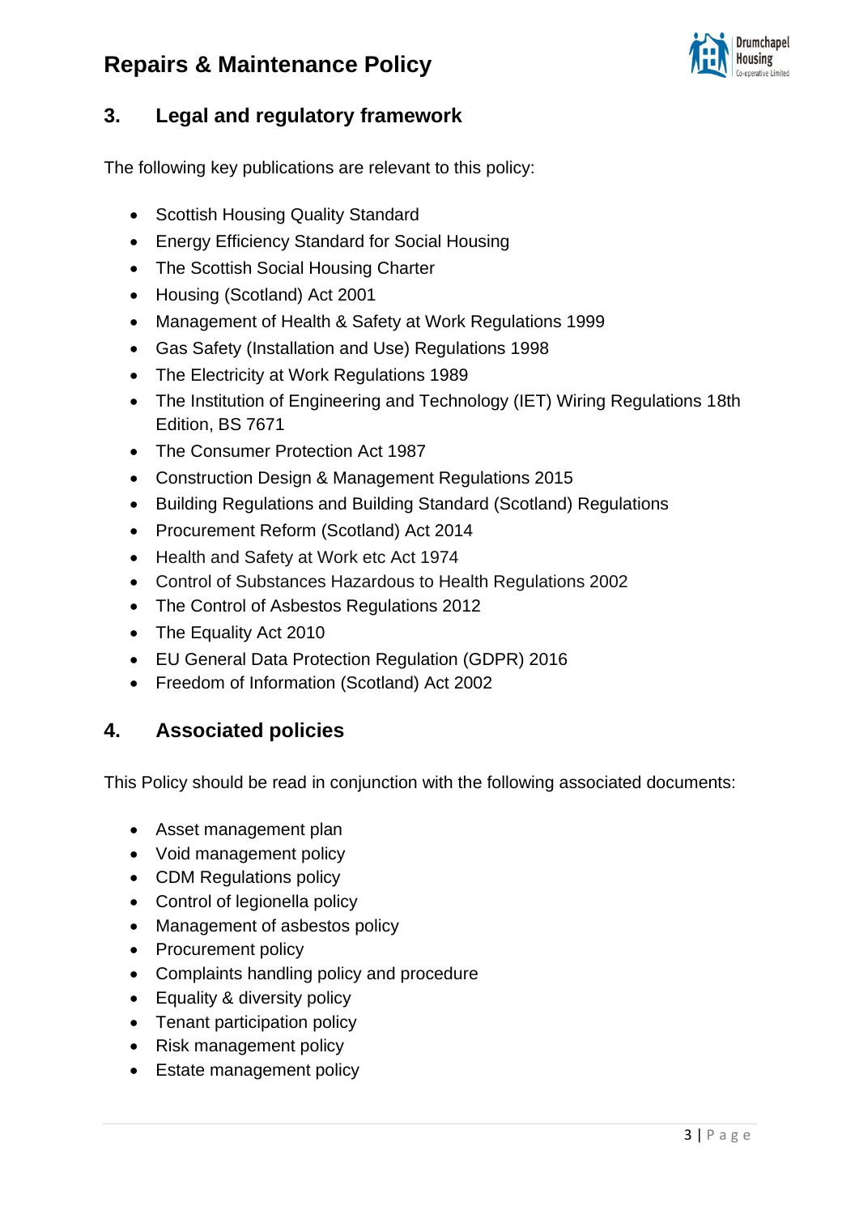## 3. Legal and regulatory framework

The following key publications are relevant to this policy:

- Scottish Housing Quality Standard
- Energy Efficiency Standard for Social Housing
- The Scottish Social Housing Charter
- Housing (Scotland) Act 2001
- Management of Health & Safety at Work Regulations 1999
- Gas Safety (Installation and Use) Regulations 1998
- The Electricity at Work Regulations 1989
- The Institution of Engineering and Technology (IET) Wiring Regulations 18th Edition, BS 7671
- The Consumer Protection Act 1987
- Construction Design & Management Regulations 2015
- Building Regulations and Building Standard (Scotland) Regulations
- Procurement Reform (Scotland) Act 2014
- Health and Safety at Work etc Act 1974
- Control of Substances Hazardous to Health Regulations 2002
- The Control of Asbestos Regulations 2012
- The Equality Act 2010
- EU General Data Protection Regulation (GDPR) 2016
- Freedom of Information (Scotland) Act 2002

## 4. Associated policies

This Policy should be read in conjunction with the following associated documents:

- Asset management plan
- Void management policy
- CDM Regulations policy
- Control of legionella policy
- Management of asbestos policy
- Procurement policy
- Complaints handling policy and procedure
- Equality & diversity policy
- Tenant participation policy
- Risk management policy
- Estate management policy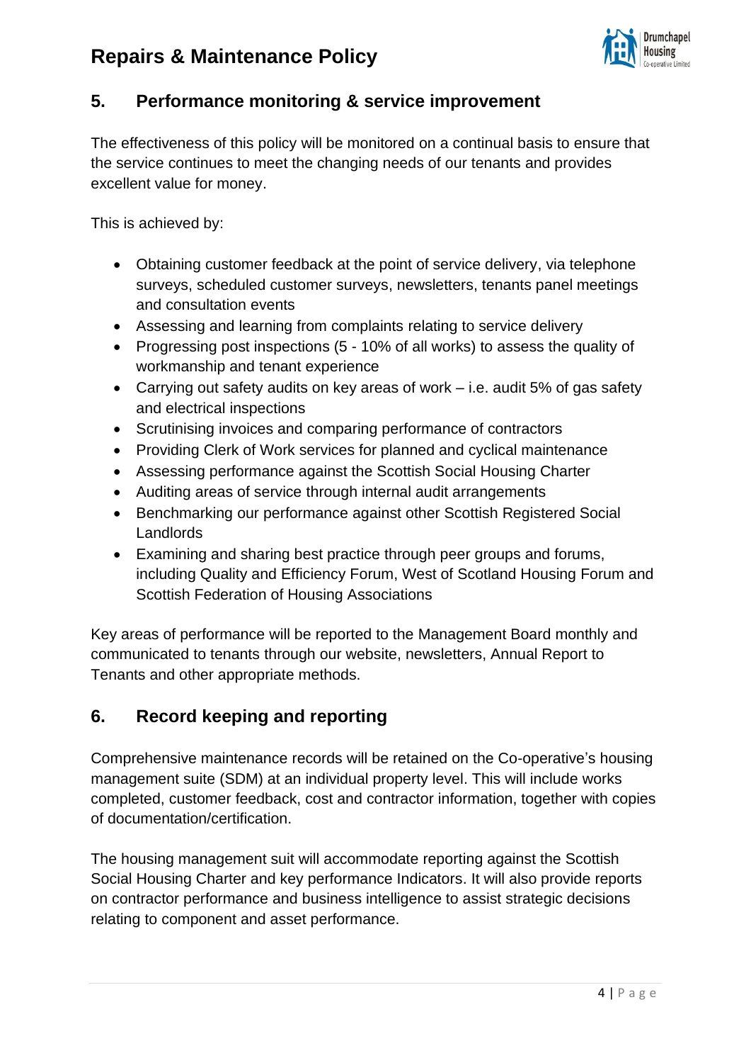## 5. Performance monitoring & service improvement

The effectiveness of this policy will be monitored on a continual basis to ensure that the service continues to meet the changing needs of our tenants and provides excellent value for money.

This is achieved by:

- Obtaining customer feedback at the point of service delivery, via telephone surveys, scheduled customer surveys, newsletters, tenants panel meetings and consultation events
- Assessing and learning from complaints relating to service delivery
- Progressing post inspections (5 - 10% of all works) to assess the quality of workmanship and tenant experience
- Carrying out safety audits on key areas of work – i.e. audit 5% of gas safety and electrical inspections
- Scrutinising invoices and comparing performance of contractors
- Providing Clerk of Work services for planned and cyclical maintenance
- Assessing performance against the Scottish Social Housing Charter
- Auditing areas of service through internal audit arrangements
- Benchmarking our performance against other Scottish Registered Social Landlords
- Examining and sharing best practice through peer groups and forums, including Quality and Efficiency Forum, West of Scotland Housing Forum and Scottish Federation of Housing Associations

Key areas of performance will be reported to the Management Board monthly and communicated to tenants through our website, newsletters, Annual Report to Tenants and other appropriate methods.

## 6. Record keeping and reporting

Comprehensive maintenance records will be retained on the Co-operative's housing management suite (SDM) at an individual property level. This will include works completed, customer feedback, cost and contractor information, together with copies of documentation/certification.

The housing management suit will accommodate reporting against the Scottish Social Housing Charter and key performance Indicators. It will also provide reports on contractor performance and business intelligence to assist strategic decisions relating to component and asset performance.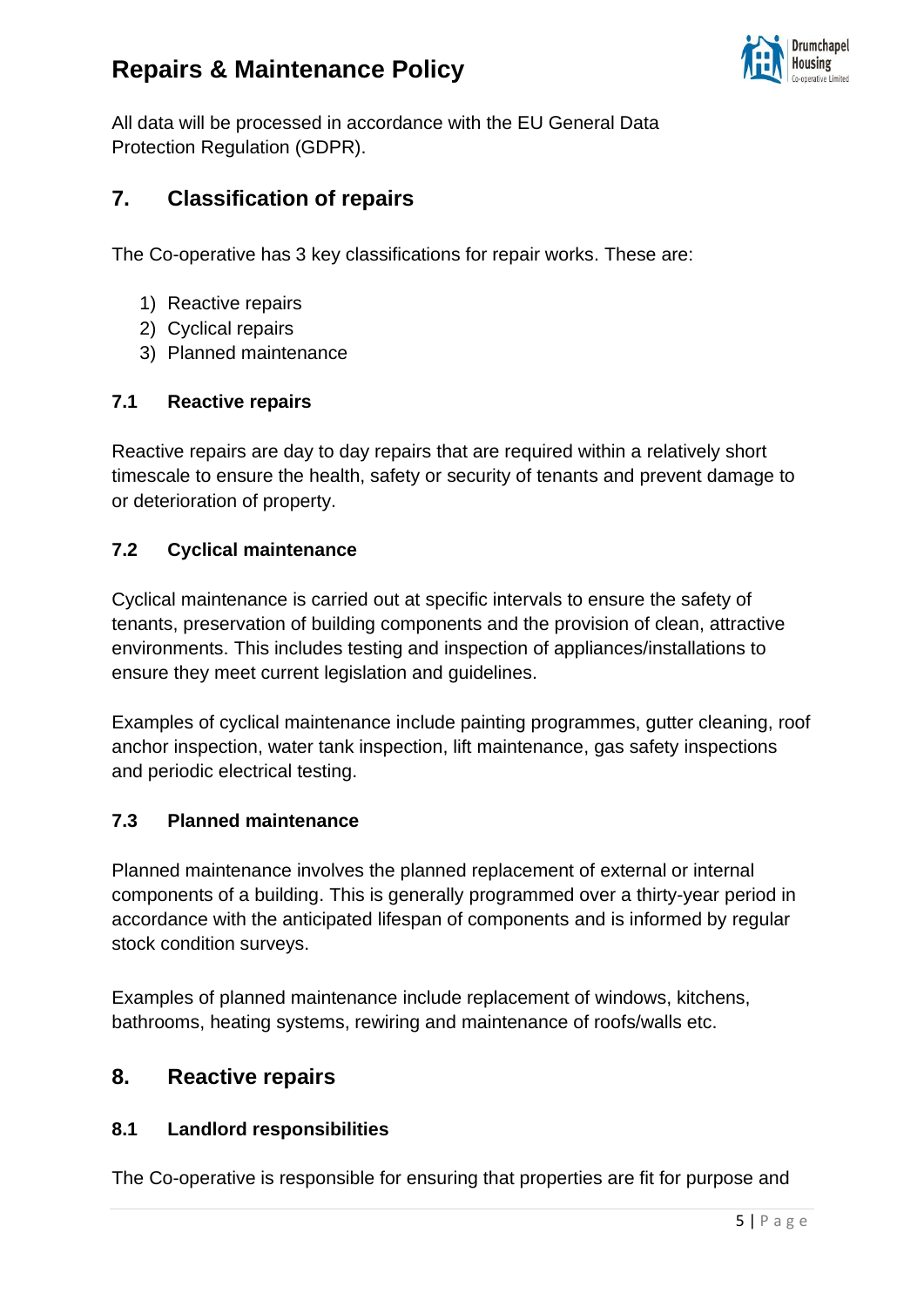All data will be processed in accordance with the EU General Data Protection Regulation (GDPR).

## 7. Classification of repairs

The Co-operative has 3 key classifications for repair works. These are:

1) Reactive repairs
2) Cyclical repairs
3) Planned maintenance

### 7.1 Reactive repairs

Reactive repairs are day to day repairs that are required within a relatively short timescale to ensure the health, safety or security of tenants and prevent damage to or deterioration of property.

### 7.2 Cyclical maintenance

Cyclical maintenance is carried out at specific intervals to ensure the safety of tenants, preservation of building components and the provision of clean, attractive environments. This includes testing and inspection of appliances/installations to ensure they meet current legislation and guidelines.

Examples of cyclical maintenance include painting programmes, gutter cleaning, roof anchor inspection, water tank inspection, lift maintenance, gas safety inspections and periodic electrical testing.

### 7.3 Planned maintenance

Planned maintenance involves the planned replacement of external or internal components of a building. This is generally programmed over a thirty-year period in accordance with the anticipated lifespan of components and is informed by regular stock condition surveys.

Examples of planned maintenance include replacement of windows, kitchens, bathrooms, heating systems, rewiring and maintenance of roofs/walls etc.

## 8. Reactive repairs

### 8.1 Landlord responsibilities

The Co-operative is responsible for ensuring that properties are fit for purpose and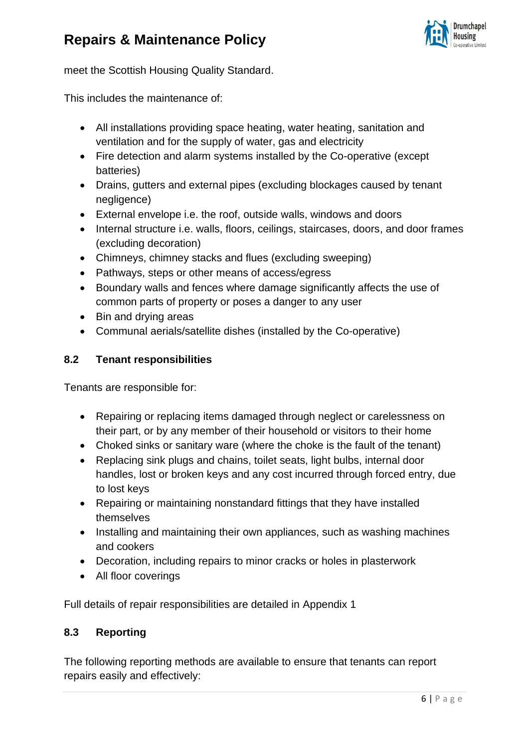meet the Scottish Housing Quality Standard.

This includes the maintenance of:

- All installations providing space heating, water heating, sanitation and ventilation and for the supply of water, gas and electricity
- Fire detection and alarm systems installed by the Co-operative (except batteries)
- Drains, gutters and external pipes (excluding blockages caused by tenant negligence)
- External envelope i.e. the roof, outside walls, windows and doors
- Internal structure i.e. walls, floors, ceilings, staircases, doors, and door frames (excluding decoration)
- Chimneys, chimney stacks and flues (excluding sweeping)
- Pathways, steps or other means of access/egress
- Boundary walls and fences where damage significantly affects the use of common parts of property or poses a danger to any user
- Bin and drying areas
- Communal aerials/satellite dishes (installed by the Co-operative)

### 8.2 Tenant responsibilities

Tenants are responsible for:

- Repairing or replacing items damaged through neglect or carelessness on their part, or by any member of their household or visitors to their home
- Choked sinks or sanitary ware (where the choke is the fault of the tenant)
- Replacing sink plugs and chains, toilet seats, light bulbs, internal door handles, lost or broken keys and any cost incurred through forced entry, due to lost keys
- Repairing or maintaining nonstandard fittings that they have installed themselves
- Installing and maintaining their own appliances, such as washing machines and cookers
- Decoration, including repairs to minor cracks or holes in plasterwork
- All floor coverings

Full details of repair responsibilities are detailed in Appendix 1

### 8.3 Reporting

The following reporting methods are available to ensure that tenants can report repairs easily and effectively: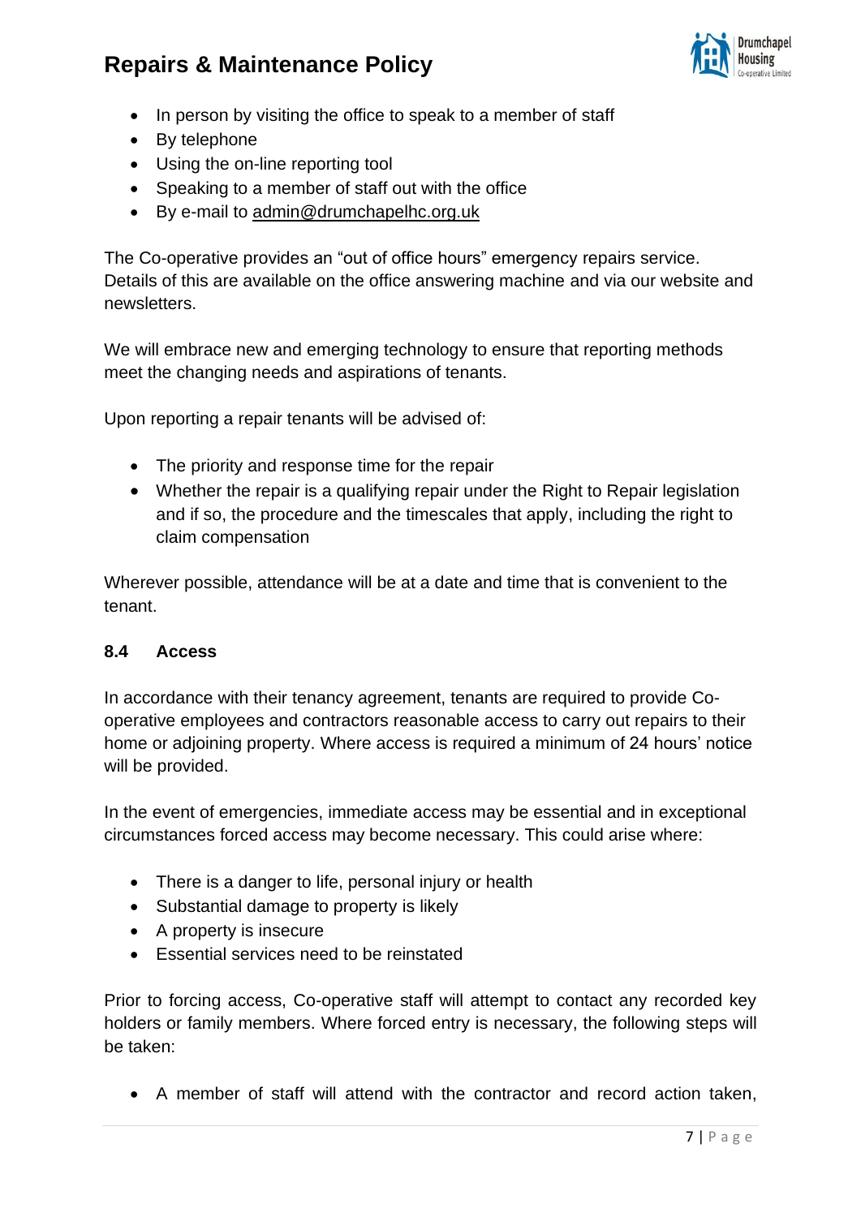- In person by visiting the office to speak to a member of staff
- By telephone
- Using the on-line reporting tool
- Speaking to a member of staff out with the office
- By e-mail to admin@drumchapelhc.org.uk

The Co-operative provides an "out of office hours" emergency repairs service. Details of this are available on the office answering machine and via our website and newsletters.

We will embrace new and emerging technology to ensure that reporting methods meet the changing needs and aspirations of tenants.

Upon reporting a repair tenants will be advised of:

- The priority and response time for the repair
- Whether the repair is a qualifying repair under the Right to Repair legislation and if so, the procedure and the timescales that apply, including the right to claim compensation

Wherever possible, attendance will be at a date and time that is convenient to the tenant.

### 8.4 Access

In accordance with their tenancy agreement, tenants are required to provide Co-operative employees and contractors reasonable access to carry out repairs to their home or adjoining property. Where access is required a minimum of 24 hours' notice will be provided.

In the event of emergencies, immediate access may be essential and in exceptional circumstances forced access may become necessary. This could arise where:

- There is a danger to life, personal injury or health
- Substantial damage to property is likely
- A property is insecure
- Essential services need to be reinstated

Prior to forcing access, Co-operative staff will attempt to contact any recorded key holders or family members. Where forced entry is necessary, the following steps will be taken:

- A member of staff will attend with the contractor and record action taken,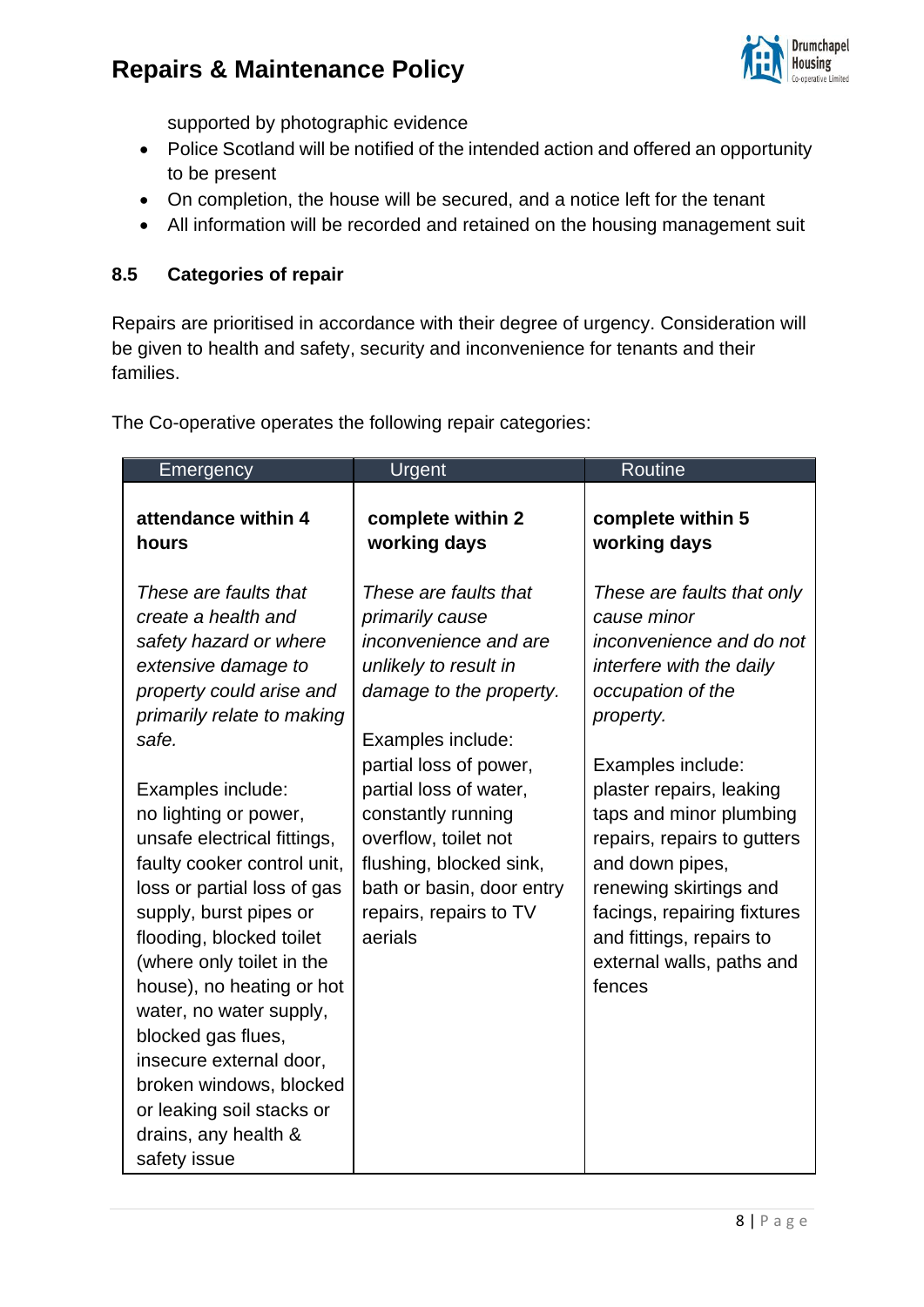supported by photographic evidence

- Police Scotland will be notified of the intended action and offered an opportunity to be present
- On completion, the house will be secured, and a notice left for the tenant
- All information will be recorded and retained on the housing management suit

### 8.5 Categories of repair

Repairs are prioritised in accordance with their degree of urgency. Consideration will be given to health and safety, security and inconvenience for tenants and their families.

The Co-operative operates the following repair categories:

| Emergency | Urgent | Routine |
|---|---|---|
| **attendance within 4 hours**<br><br>*These are faults that create a health and safety hazard or where extensive damage to property could arise and primarily relate to making safe.*<br><br>Examples include:<br>no lighting or power, unsafe electrical fittings, faulty cooker control unit, loss or partial loss of gas supply, burst pipes or flooding, blocked toilet (where only toilet in the house), no heating or hot water, no water supply, blocked gas flues, insecure external door, broken windows, blocked or leaking soil stacks or drains, any health & safety issue | **complete within 2 working days**<br><br>*These are faults that primarily cause inconvenience and are unlikely to result in damage to the property.*<br><br>Examples include:<br>partial loss of power, partial loss of water, constantly running overflow, toilet not flushing, blocked sink, bath or basin, door entry repairs, repairs to TV aerials | **complete within 5 working days**<br><br>*These are faults that only cause minor inconvenience and do not interfere with the daily occupation of the property.*<br><br>Examples include:<br>plaster repairs, leaking taps and minor plumbing repairs, repairs to gutters and down pipes, renewing skirtings and facings, repairing fixtures and fittings, repairs to external walls, paths and fences |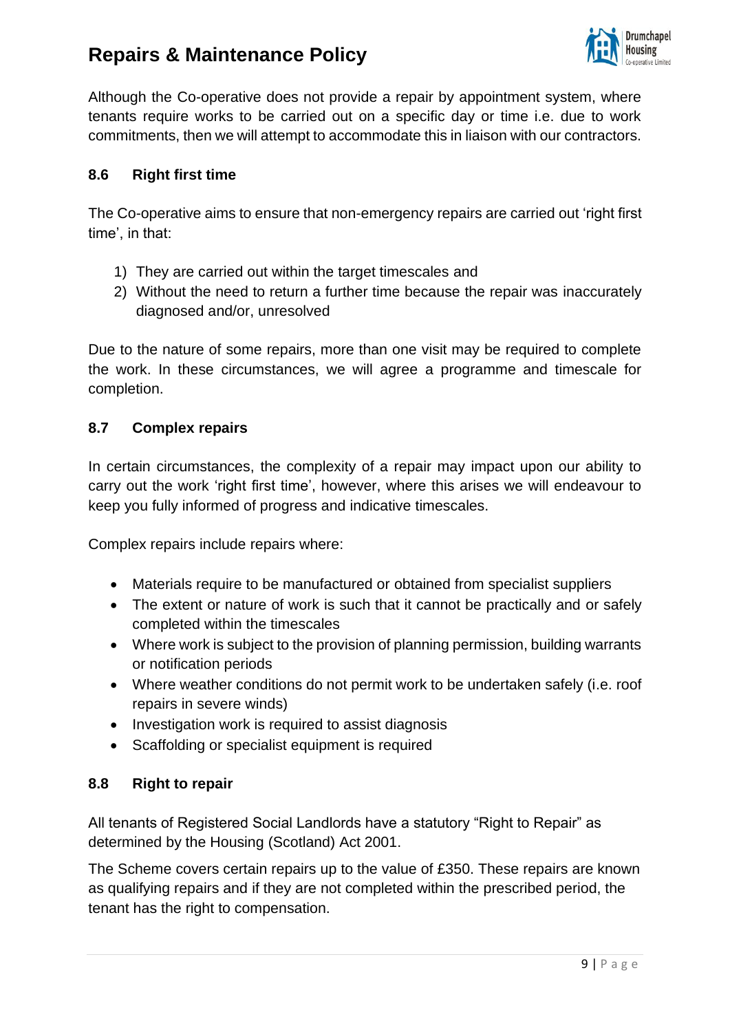Although the Co-operative does not provide a repair by appointment system, where tenants require works to be carried out on a specific day or time i.e. due to work commitments, then we will attempt to accommodate this in liaison with our contractors.

### 8.6 Right first time

The Co-operative aims to ensure that non-emergency repairs are carried out 'right first time', in that:

1) They are carried out within the target timescales and
2) Without the need to return a further time because the repair was inaccurately diagnosed and/or, unresolved

Due to the nature of some repairs, more than one visit may be required to complete the work. In these circumstances, we will agree a programme and timescale for completion.

### 8.7 Complex repairs

In certain circumstances, the complexity of a repair may impact upon our ability to carry out the work 'right first time', however, where this arises we will endeavour to keep you fully informed of progress and indicative timescales.

Complex repairs include repairs where:

- Materials require to be manufactured or obtained from specialist suppliers
- The extent or nature of work is such that it cannot be practically and or safely completed within the timescales
- Where work is subject to the provision of planning permission, building warrants or notification periods
- Where weather conditions do not permit work to be undertaken safely (i.e. roof repairs in severe winds)
- Investigation work is required to assist diagnosis
- Scaffolding or specialist equipment is required

### 8.8 Right to repair

All tenants of Registered Social Landlords have a statutory "Right to Repair" as determined by the Housing (Scotland) Act 2001.

The Scheme covers certain repairs up to the value of £350. These repairs are known as qualifying repairs and if they are not completed within the prescribed period, the tenant has the right to compensation.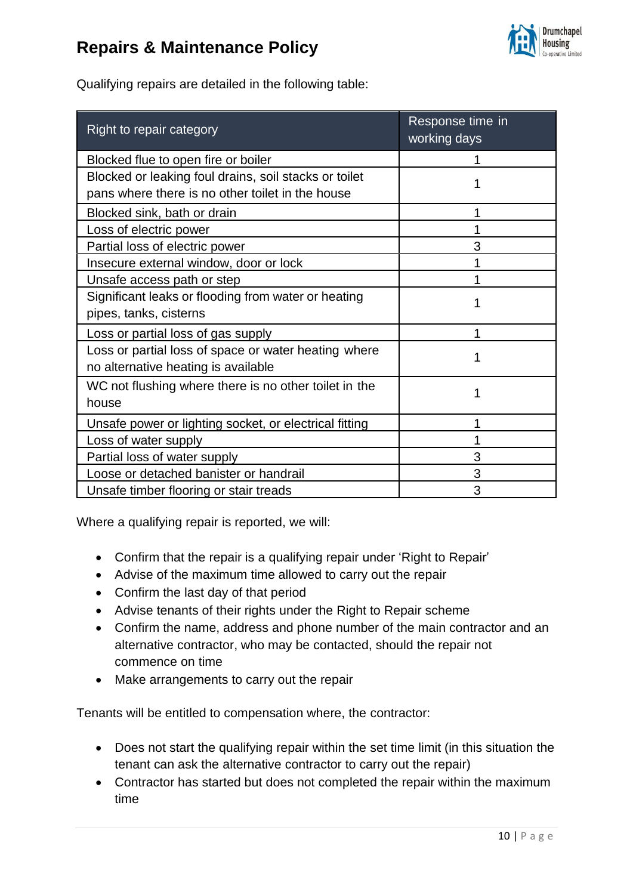Qualifying repairs are detailed in the following table:

| Right to repair category | Response time in working days |
| --- | --- |
| Blocked flue to open fire or boiler | 1 |
| Blocked or leaking foul drains, soil stacks or toilet pans where there is no other toilet in the house | 1 |
| Blocked sink, bath or drain | 1 |
| Loss of electric power | 1 |
| Partial loss of electric power | 3 |
| Insecure external window, door or lock | 1 |
| Unsafe access path or step | 1 |
| Significant leaks or flooding from water or heating pipes, tanks, cisterns | 1 |
| Loss or partial loss of gas supply | 1 |
| Loss or partial loss of space or water heating where no alternative heating is available | 1 |
| WC not flushing where there is no other toilet in the house | 1 |
| Unsafe power or lighting socket, or electrical fitting | 1 |
| Loss of water supply | 1 |
| Partial loss of water supply | 3 |
| Loose or detached banister or handrail | 3 |
| Unsafe timber flooring or stair treads | 3 |

Where a qualifying repair is reported, we will:

- Confirm that the repair is a qualifying repair under 'Right to Repair'
- Advise of the maximum time allowed to carry out the repair
- Confirm the last day of that period
- Advise tenants of their rights under the Right to Repair scheme
- Confirm the name, address and phone number of the main contractor and an alternative contractor, who may be contacted, should the repair not commence on time
- Make arrangements to carry out the repair

Tenants will be entitled to compensation where, the contractor:

- Does not start the qualifying repair within the set time limit (in this situation the tenant can ask the alternative contractor to carry out the repair)
- Contractor has started but does not completed the repair within the maximum time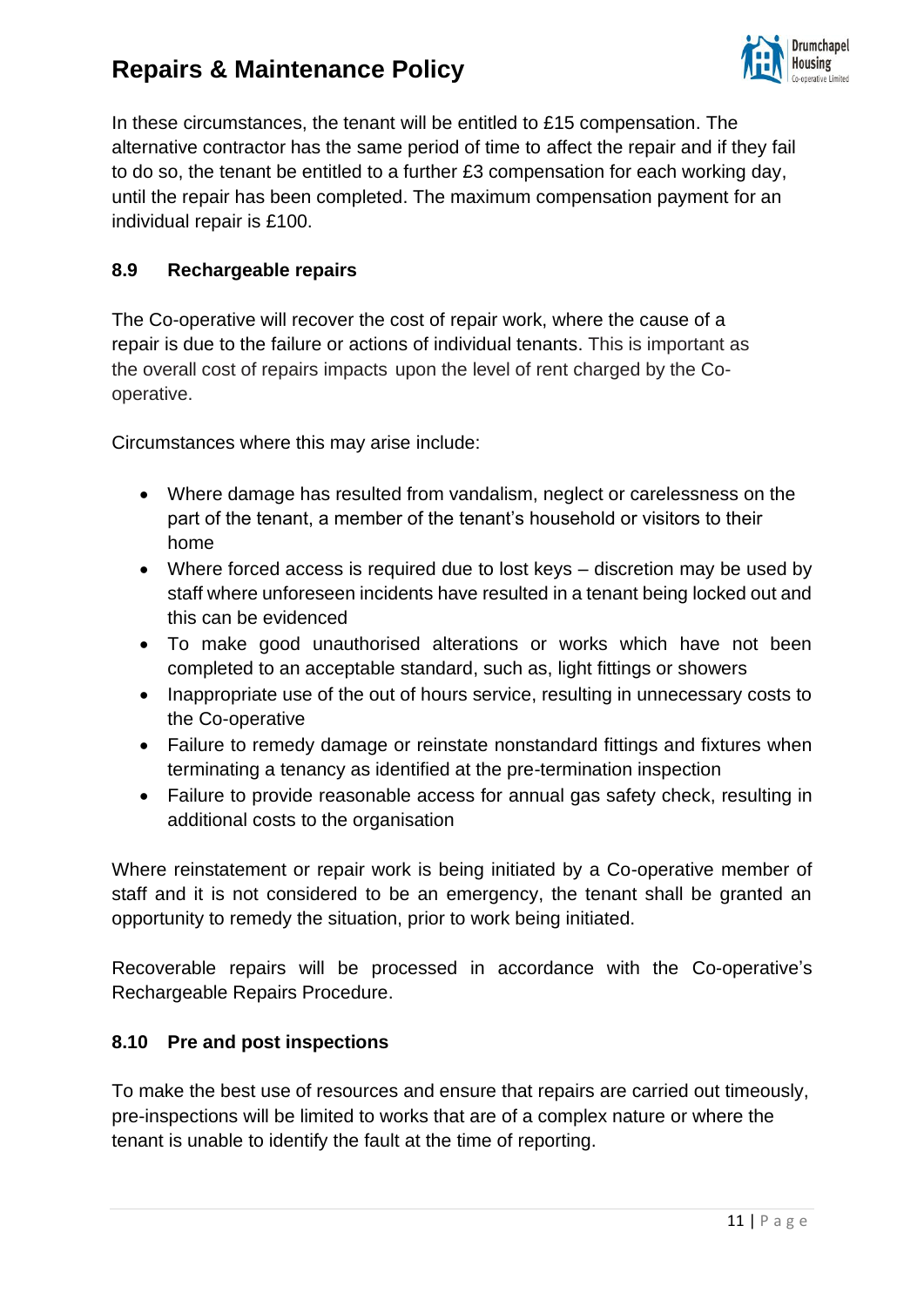In these circumstances, the tenant will be entitled to £15 compensation. The alternative contractor has the same period of time to affect the repair and if they fail to do so, the tenant be entitled to a further £3 compensation for each working day, until the repair has been completed. The maximum compensation payment for an individual repair is £100.

### 8.9 Rechargeable repairs

The Co-operative will recover the cost of repair work, where the cause of a repair is due to the failure or actions of individual tenants. This is important as the overall cost of repairs impacts upon the level of rent charged by the Co-operative.

Circumstances where this may arise include:

- Where damage has resulted from vandalism, neglect or carelessness on the part of the tenant, a member of the tenant's household or visitors to their home
- Where forced access is required due to lost keys – discretion may be used by staff where unforeseen incidents have resulted in a tenant being locked out and this can be evidenced
- To make good unauthorised alterations or works which have not been completed to an acceptable standard, such as, light fittings or showers
- Inappropriate use of the out of hours service, resulting in unnecessary costs to the Co-operative
- Failure to remedy damage or reinstate nonstandard fittings and fixtures when terminating a tenancy as identified at the pre-termination inspection
- Failure to provide reasonable access for annual gas safety check, resulting in additional costs to the organisation

Where reinstatement or repair work is being initiated by a Co-operative member of staff and it is not considered to be an emergency, the tenant shall be granted an opportunity to remedy the situation, prior to work being initiated.

Recoverable repairs will be processed in accordance with the Co-operative's Rechargeable Repairs Procedure.

### 8.10 Pre and post inspections

To make the best use of resources and ensure that repairs are carried out timeously, pre-inspections will be limited to works that are of a complex nature or where the tenant is unable to identify the fault at the time of reporting.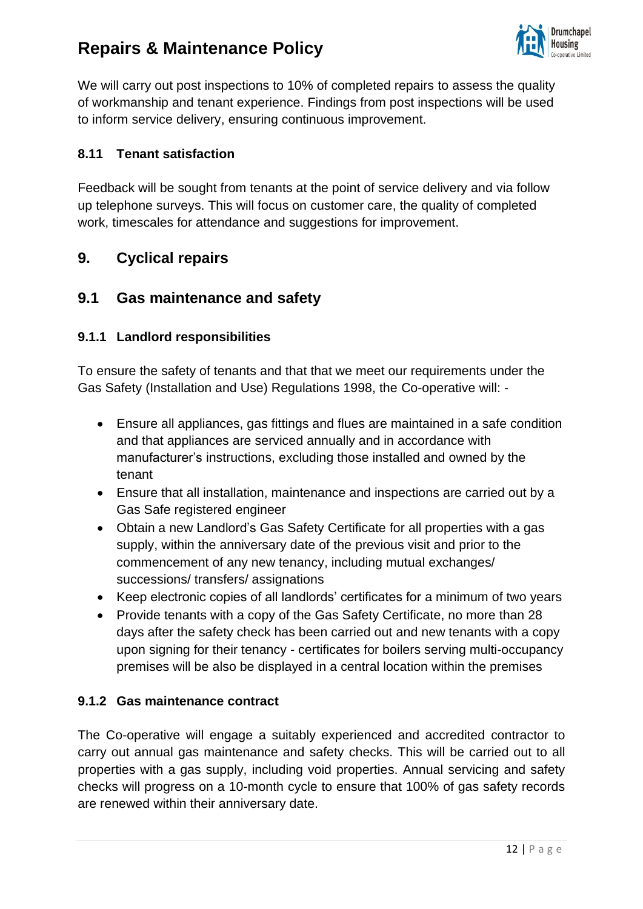We will carry out post inspections to 10% of completed repairs to assess the quality of workmanship and tenant experience. Findings from post inspections will be used to inform service delivery, ensuring continuous improvement.

#### 8.11 Tenant satisfaction

Feedback will be sought from tenants at the point of service delivery and via follow up telephone surveys. This will focus on customer care, the quality of completed work, timescales for attendance and suggestions for improvement.

## 9. Cyclical repairs

## 9.1 Gas maintenance and safety

#### 9.1.1 Landlord responsibilities

To ensure the safety of tenants and that that we meet our requirements under the Gas Safety (Installation and Use) Regulations 1998, the Co-operative will: -

- Ensure all appliances, gas fittings and flues are maintained in a safe condition and that appliances are serviced annually and in accordance with manufacturer's instructions, excluding those installed and owned by the tenant
- Ensure that all installation, maintenance and inspections are carried out by a Gas Safe registered engineer
- Obtain a new Landlord's Gas Safety Certificate for all properties with a gas supply, within the anniversary date of the previous visit and prior to the commencement of any new tenancy, including mutual exchanges/ successions/ transfers/ assignations
- Keep electronic copies of all landlords' certificates for a minimum of two years
- Provide tenants with a copy of the Gas Safety Certificate, no more than 28 days after the safety check has been carried out and new tenants with a copy upon signing for their tenancy - certificates for boilers serving multi-occupancy premises will be also be displayed in a central location within the premises

#### 9.1.2 Gas maintenance contract

The Co-operative will engage a suitably experienced and accredited contractor to carry out annual gas maintenance and safety checks. This will be carried out to all properties with a gas supply, including void properties. Annual servicing and safety checks will progress on a 10-month cycle to ensure that 100% of gas safety records are renewed within their anniversary date.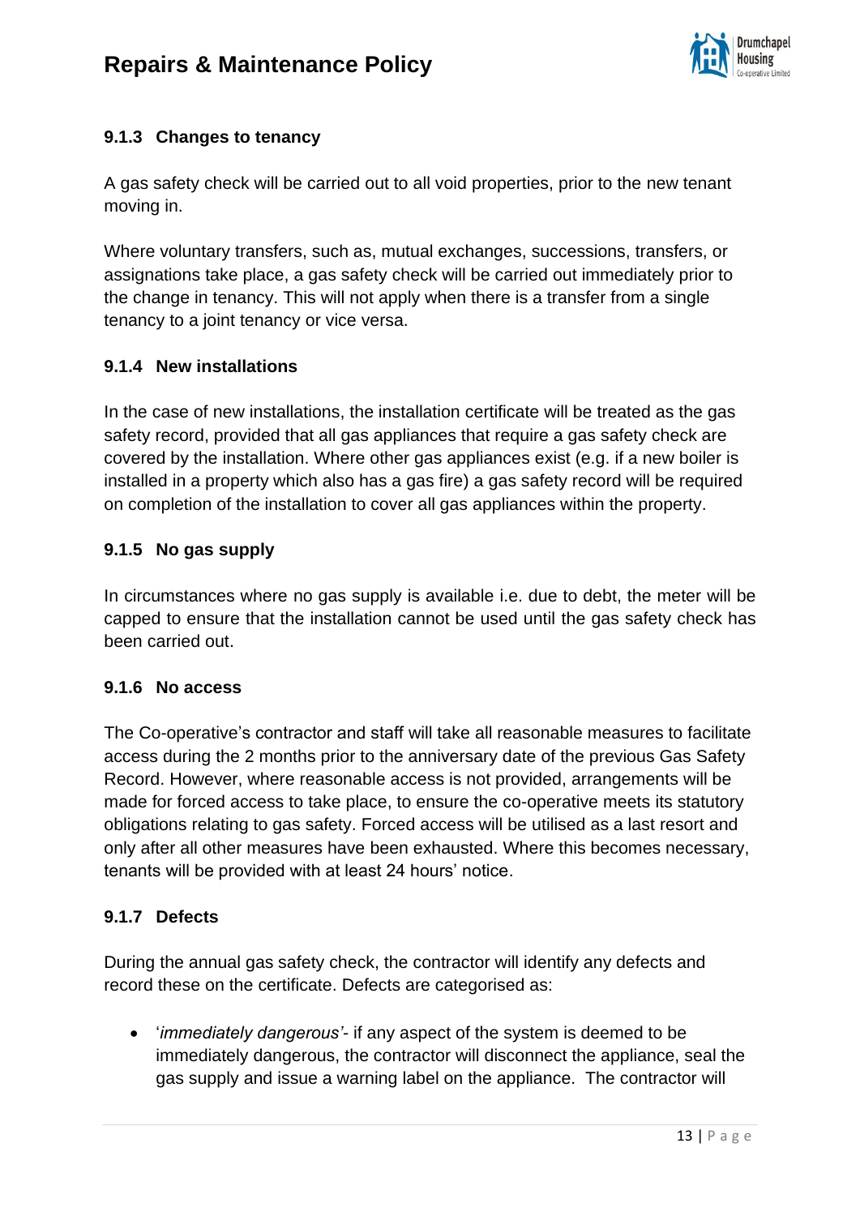#### 9.1.3 Changes to tenancy

A gas safety check will be carried out to all void properties, prior to the new tenant moving in.

Where voluntary transfers, such as, mutual exchanges, successions, transfers, or assignations take place, a gas safety check will be carried out immediately prior to the change in tenancy. This will not apply when there is a transfer from a single tenancy to a joint tenancy or vice versa.

#### 9.1.4 New installations

In the case of new installations, the installation certificate will be treated as the gas safety record, provided that all gas appliances that require a gas safety check are covered by the installation. Where other gas appliances exist (e.g. if a new boiler is installed in a property which also has a gas fire) a gas safety record will be required on completion of the installation to cover all gas appliances within the property.

#### 9.1.5 No gas supply

In circumstances where no gas supply is available i.e. due to debt, the meter will be capped to ensure that the installation cannot be used until the gas safety check has been carried out.

#### 9.1.6 No access

The Co-operative's contractor and staff will take all reasonable measures to facilitate access during the 2 months prior to the anniversary date of the previous Gas Safety Record. However, where reasonable access is not provided, arrangements will be made for forced access to take place, to ensure the co-operative meets its statutory obligations relating to gas safety. Forced access will be utilised as a last resort and only after all other measures have been exhausted. Where this becomes necessary, tenants will be provided with at least 24 hours' notice.

#### 9.1.7 Defects

During the annual gas safety check, the contractor will identify any defects and record these on the certificate. Defects are categorised as:

- '*immediately dangerous'*- if any aspect of the system is deemed to be immediately dangerous, the contractor will disconnect the appliance, seal the gas supply and issue a warning label on the appliance. The contractor will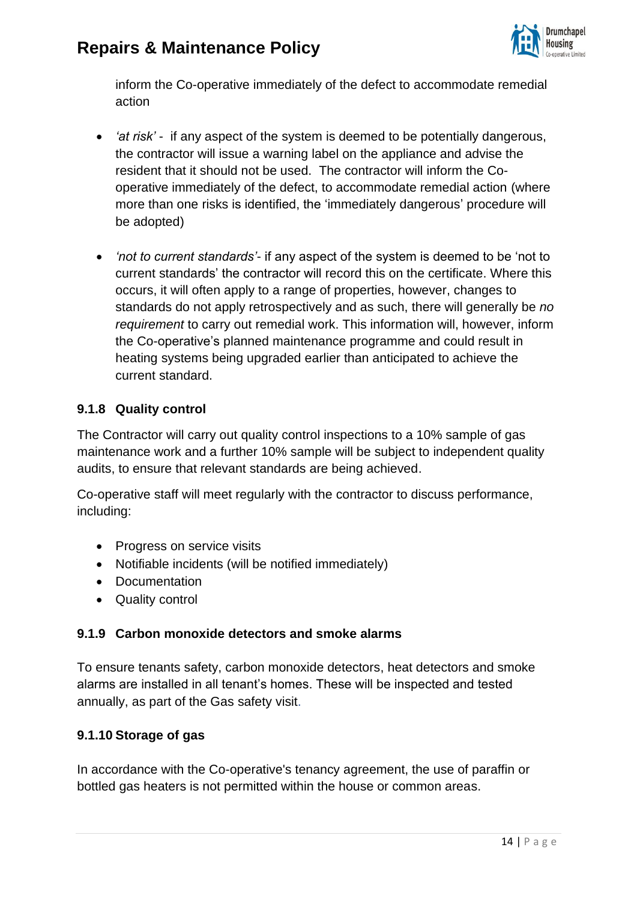inform the Co-operative immediately of the defect to accommodate remedial action

- *'at risk'* - if any aspect of the system is deemed to be potentially dangerous, the contractor will issue a warning label on the appliance and advise the resident that it should not be used. The contractor will inform the Co-operative immediately of the defect, to accommodate remedial action (where more than one risks is identified, the 'immediately dangerous' procedure will be adopted)

- *'not to current standards'*- if any aspect of the system is deemed to be 'not to current standards' the contractor will record this on the certificate. Where this occurs, it will often apply to a range of properties, however, changes to standards do not apply retrospectively and as such, there will generally be *no requirement* to carry out remedial work. This information will, however, inform the Co-operative's planned maintenance programme and could result in heating systems being upgraded earlier than anticipated to achieve the current standard.

### 9.1.8 Quality control

The Contractor will carry out quality control inspections to a 10% sample of gas maintenance work and a further 10% sample will be subject to independent quality audits, to ensure that relevant standards are being achieved.

Co-operative staff will meet regularly with the contractor to discuss performance, including:

- Progress on service visits
- Notifiable incidents (will be notified immediately)
- Documentation
- Quality control

### 9.1.9 Carbon monoxide detectors and smoke alarms

To ensure tenants safety, carbon monoxide detectors, heat detectors and smoke alarms are installed in all tenant's homes. These will be inspected and tested annually, as part of the Gas safety visit.

### 9.1.10 Storage of gas

In accordance with the Co-operative's tenancy agreement, the use of paraffin or bottled gas heaters is not permitted within the house or common areas.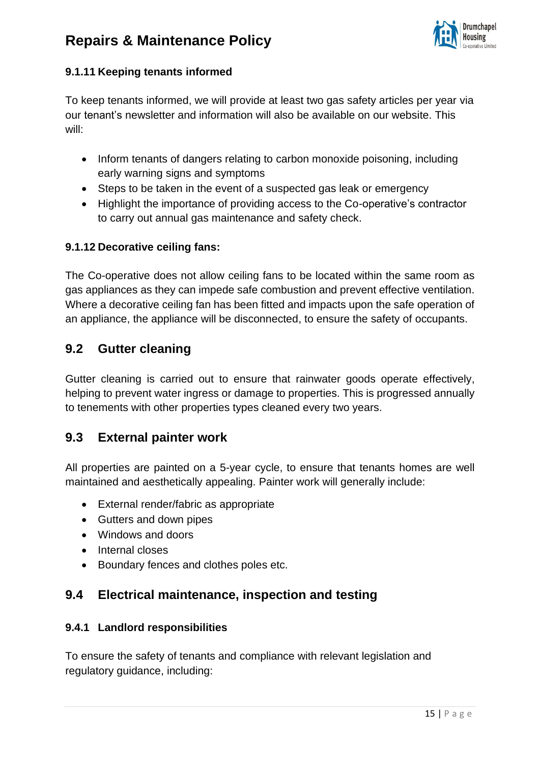#### 9.1.11 Keeping tenants informed

To keep tenants informed, we will provide at least two gas safety articles per year via our tenant's newsletter and information will also be available on our website. This will:

- Inform tenants of dangers relating to carbon monoxide poisoning, including early warning signs and symptoms
- Steps to be taken in the event of a suspected gas leak or emergency
- Highlight the importance of providing access to the Co-operative's contractor to carry out annual gas maintenance and safety check.

#### 9.1.12 Decorative ceiling fans:

The Co-operative does not allow ceiling fans to be located within the same room as gas appliances as they can impede safe combustion and prevent effective ventilation. Where a decorative ceiling fan has been fitted and impacts upon the safe operation of an appliance, the appliance will be disconnected, to ensure the safety of occupants.

## 9.2 Gutter cleaning

Gutter cleaning is carried out to ensure that rainwater goods operate effectively, helping to prevent water ingress or damage to properties. This is progressed annually to tenements with other properties types cleaned every two years.

## 9.3 External painter work

All properties are painted on a 5-year cycle, to ensure that tenants homes are well maintained and aesthetically appealing. Painter work will generally include:

- External render/fabric as appropriate
- Gutters and down pipes
- Windows and doors
- Internal closes
- Boundary fences and clothes poles etc.

## 9.4 Electrical maintenance, inspection and testing

#### 9.4.1 Landlord responsibilities

To ensure the safety of tenants and compliance with relevant legislation and regulatory guidance, including: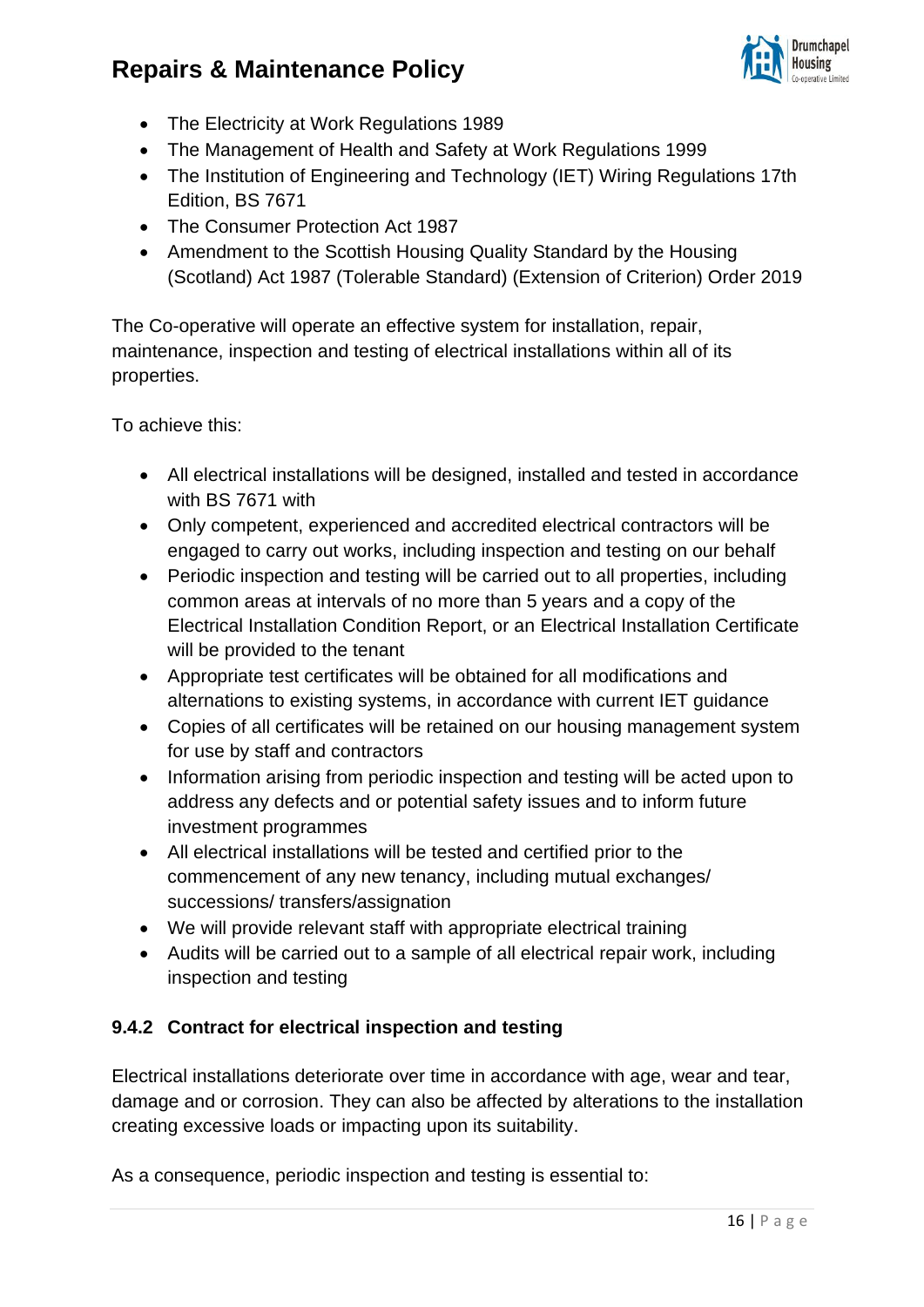- The Electricity at Work Regulations 1989
- The Management of Health and Safety at Work Regulations 1999
- The Institution of Engineering and Technology (IET) Wiring Regulations 17th Edition, BS 7671
- The Consumer Protection Act 1987
- Amendment to the Scottish Housing Quality Standard by the Housing (Scotland) Act 1987 (Tolerable Standard) (Extension of Criterion) Order 2019

The Co-operative will operate an effective system for installation, repair, maintenance, inspection and testing of electrical installations within all of its properties.

To achieve this:

- All electrical installations will be designed, installed and tested in accordance with BS 7671 with
- Only competent, experienced and accredited electrical contractors will be engaged to carry out works, including inspection and testing on our behalf
- Periodic inspection and testing will be carried out to all properties, including common areas at intervals of no more than 5 years and a copy of the Electrical Installation Condition Report, or an Electrical Installation Certificate will be provided to the tenant
- Appropriate test certificates will be obtained for all modifications and alternations to existing systems, in accordance with current IET guidance
- Copies of all certificates will be retained on our housing management system for use by staff and contractors
- Information arising from periodic inspection and testing will be acted upon to address any defects and or potential safety issues and to inform future investment programmes
- All electrical installations will be tested and certified prior to the commencement of any new tenancy, including mutual exchanges/ successions/ transfers/assignation
- We will provide relevant staff with appropriate electrical training
- Audits will be carried out to a sample of all electrical repair work, including inspection and testing

#### 9.4.2 Contract for electrical inspection and testing

Electrical installations deteriorate over time in accordance with age, wear and tear, damage and or corrosion. They can also be affected by alterations to the installation creating excessive loads or impacting upon its suitability.

As a consequence, periodic inspection and testing is essential to: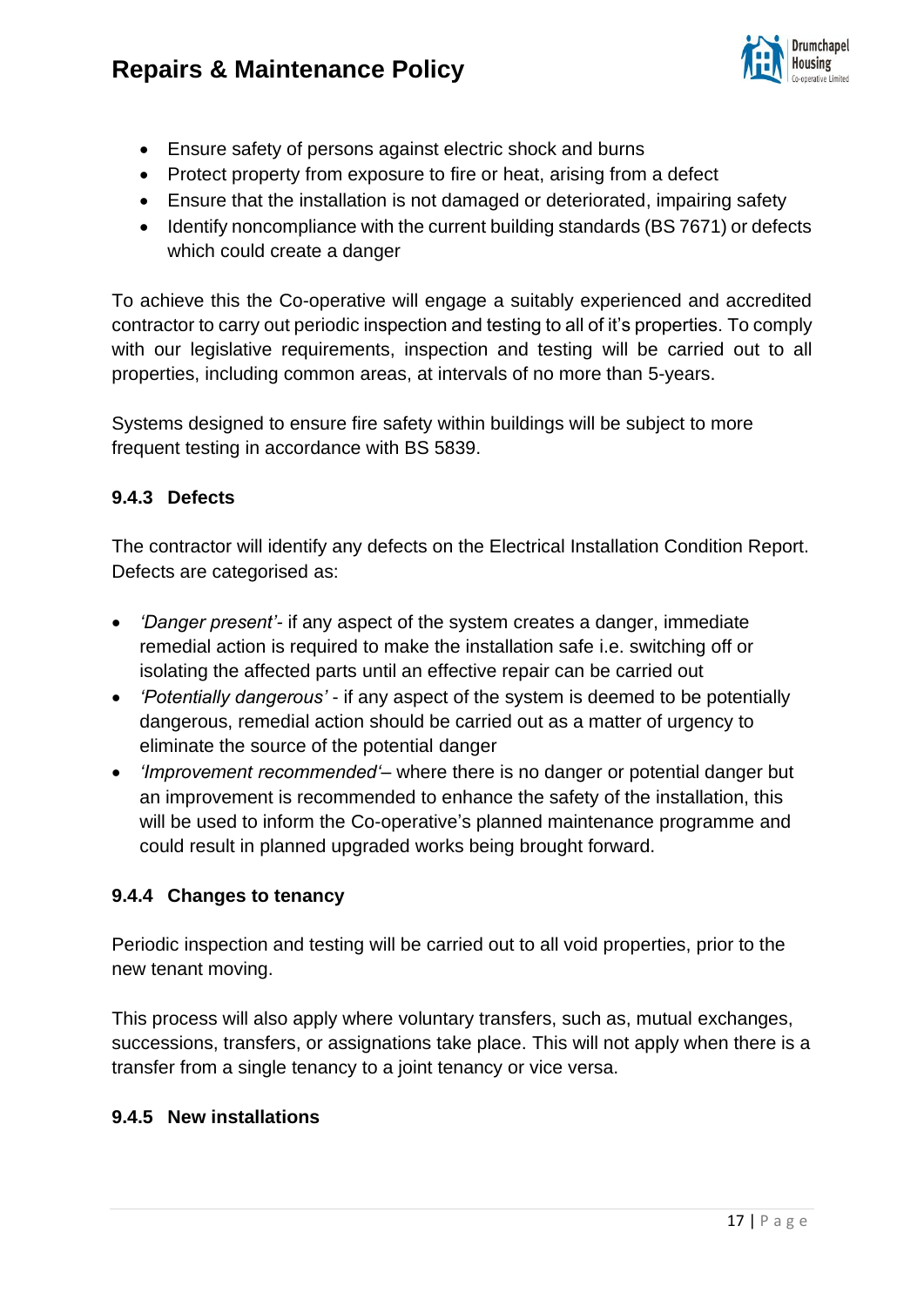- Ensure safety of persons against electric shock and burns
- Protect property from exposure to fire or heat, arising from a defect
- Ensure that the installation is not damaged or deteriorated, impairing safety
- Identify noncompliance with the current building standards (BS 7671) or defects which could create a danger

To achieve this the Co-operative will engage a suitably experienced and accredited contractor to carry out periodic inspection and testing to all of it's properties. To comply with our legislative requirements, inspection and testing will be carried out to all properties, including common areas, at intervals of no more than 5-years.

Systems designed to ensure fire safety within buildings will be subject to more frequent testing in accordance with BS 5839.

### 9.4.3 Defects

The contractor will identify any defects on the Electrical Installation Condition Report. Defects are categorised as:

- *'Danger present'*- if any aspect of the system creates a danger, immediate remedial action is required to make the installation safe i.e. switching off or isolating the affected parts until an effective repair can be carried out
- *'Potentially dangerous'* - if any aspect of the system is deemed to be potentially dangerous, remedial action should be carried out as a matter of urgency to eliminate the source of the potential danger
- *'Improvement recommended'*– where there is no danger or potential danger but an improvement is recommended to enhance the safety of the installation, this will be used to inform the Co-operative's planned maintenance programme and could result in planned upgraded works being brought forward.

### 9.4.4 Changes to tenancy

Periodic inspection and testing will be carried out to all void properties, prior to the new tenant moving.

This process will also apply where voluntary transfers, such as, mutual exchanges, successions, transfers, or assignations take place. This will not apply when there is a transfer from a single tenancy to a joint tenancy or vice versa.

### 9.4.5 New installations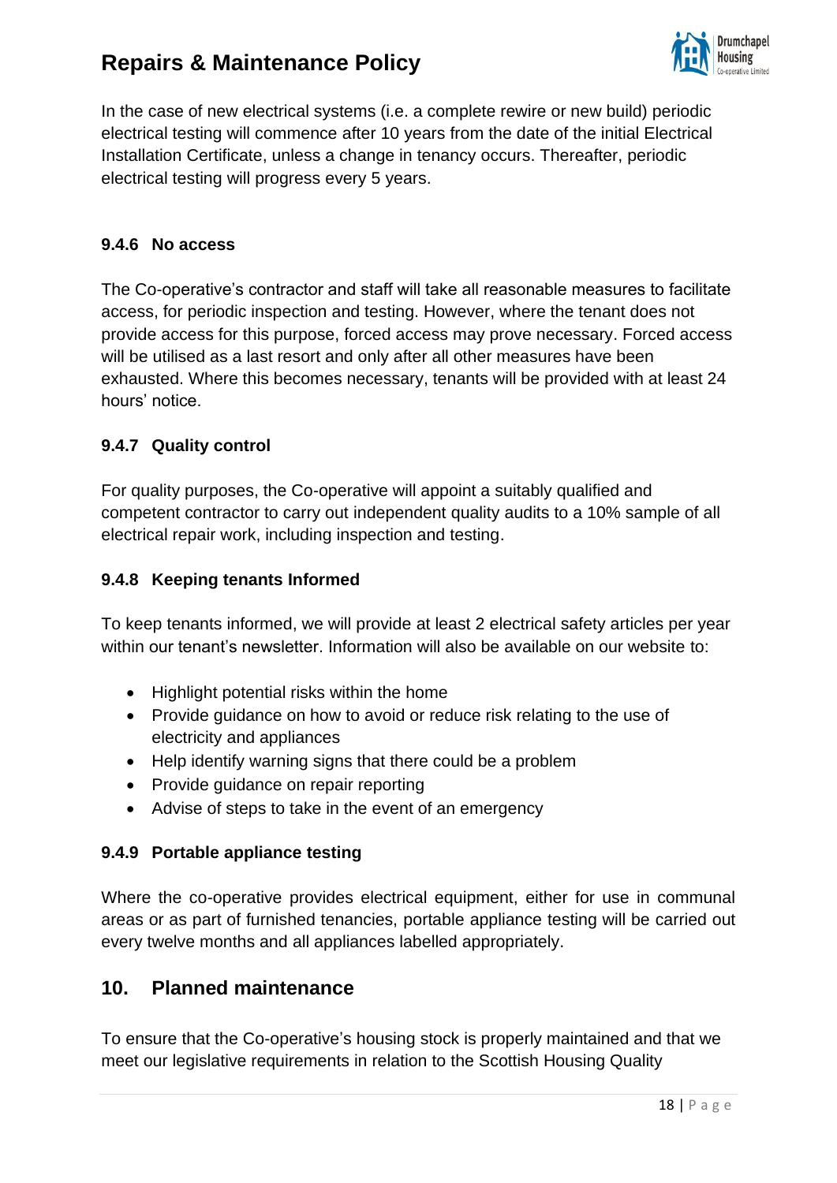In the case of new electrical systems (i.e. a complete rewire or new build) periodic electrical testing will commence after 10 years from the date of the initial Electrical Installation Certificate, unless a change in tenancy occurs. Thereafter, periodic electrical testing will progress every 5 years.

#### 9.4.6 No access

The Co-operative's contractor and staff will take all reasonable measures to facilitate access, for periodic inspection and testing. However, where the tenant does not provide access for this purpose, forced access may prove necessary. Forced access will be utilised as a last resort and only after all other measures have been exhausted. Where this becomes necessary, tenants will be provided with at least 24 hours' notice.

#### 9.4.7 Quality control

For quality purposes, the Co-operative will appoint a suitably qualified and competent contractor to carry out independent quality audits to a 10% sample of all electrical repair work, including inspection and testing.

#### 9.4.8 Keeping tenants Informed

To keep tenants informed, we will provide at least 2 electrical safety articles per year within our tenant's newsletter. Information will also be available on our website to:

- Highlight potential risks within the home
- Provide guidance on how to avoid or reduce risk relating to the use of electricity and appliances
- Help identify warning signs that there could be a problem
- Provide guidance on repair reporting
- Advise of steps to take in the event of an emergency

#### 9.4.9 Portable appliance testing

Where the co-operative provides electrical equipment, either for use in communal areas or as part of furnished tenancies, portable appliance testing will be carried out every twelve months and all appliances labelled appropriately.

## 10. Planned maintenance

To ensure that the Co-operative's housing stock is properly maintained and that we meet our legislative requirements in relation to the Scottish Housing Quality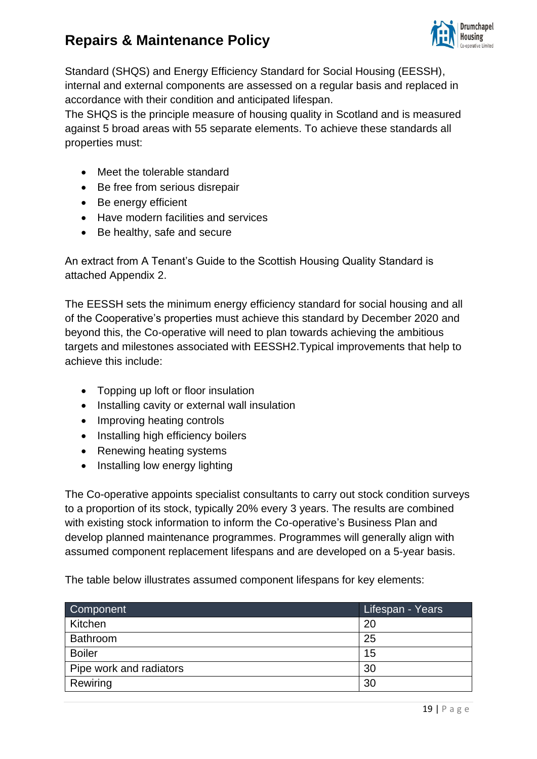Standard (SHQS) and Energy Efficiency Standard for Social Housing (EESSH), internal and external components are assessed on a regular basis and replaced in accordance with their condition and anticipated lifespan.
The SHQS is the principle measure of housing quality in Scotland and is measured against 5 broad areas with 55 separate elements. To achieve these standards all properties must:

- Meet the tolerable standard
- Be free from serious disrepair
- Be energy efficient
- Have modern facilities and services
- Be healthy, safe and secure

An extract from A Tenant's Guide to the Scottish Housing Quality Standard is attached Appendix 2.

The EESSH sets the minimum energy efficiency standard for social housing and all of the Cooperative's properties must achieve this standard by December 2020 and beyond this, the Co-operative will need to plan towards achieving the ambitious targets and milestones associated with EESSH2.Typical improvements that help to achieve this include:

- Topping up loft or floor insulation
- Installing cavity or external wall insulation
- Improving heating controls
- Installing high efficiency boilers
- Renewing heating systems
- Installing low energy lighting

The Co-operative appoints specialist consultants to carry out stock condition surveys to a proportion of its stock, typically 20% every 3 years. The results are combined with existing stock information to inform the Co-operative's Business Plan and develop planned maintenance programmes. Programmes will generally align with assumed component replacement lifespans and are developed on a 5-year basis.

The table below illustrates assumed component lifespans for key elements:

| Component | Lifespan - Years |
|---|---|
| Kitchen | 20 |
| Bathroom | 25 |
| Boiler | 15 |
| Pipe work and radiators | 30 |
| Rewiring | 30 |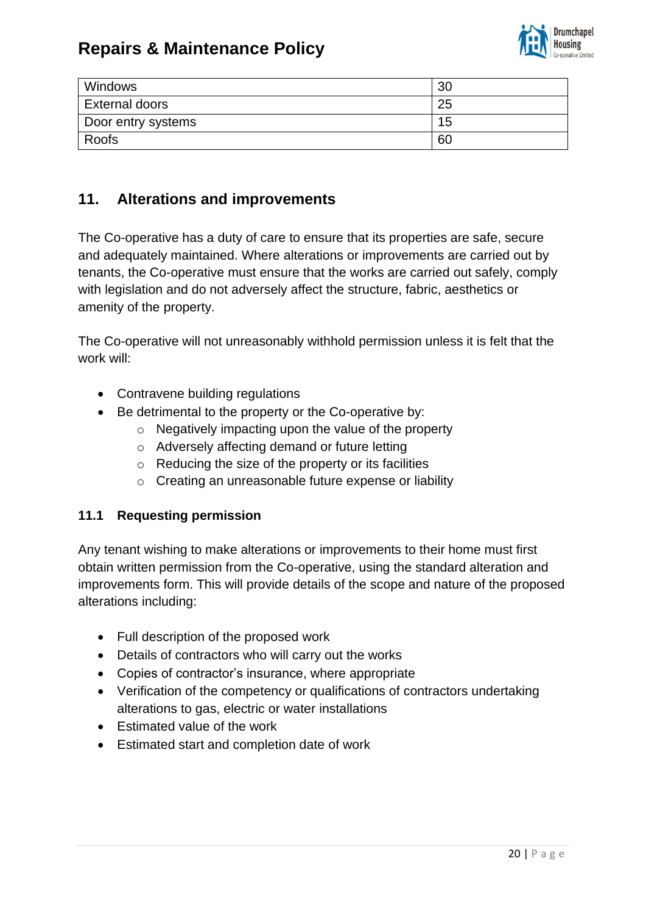| | |
|---|---|
| Windows | 30 |
| External doors | 25 |
| Door entry systems | 15 |
| Roofs | 60 |

## 11. Alterations and improvements

The Co-operative has a duty of care to ensure that its properties are safe, secure and adequately maintained. Where alterations or improvements are carried out by tenants, the Co-operative must ensure that the works are carried out safely, comply with legislation and do not adversely affect the structure, fabric, aesthetics or amenity of the property.

The Co-operative will not unreasonably withhold permission unless it is felt that the work will:

- Contravene building regulations
- Be detrimental to the property or the Co-operative by:
    - Negatively impacting upon the value of the property
    - Adversely affecting demand or future letting
    - Reducing the size of the property or its facilities
    - Creating an unreasonable future expense or liability

### 11.1 Requesting permission

Any tenant wishing to make alterations or improvements to their home must first obtain written permission from the Co-operative, using the standard alteration and improvements form. This will provide details of the scope and nature of the proposed alterations including:

- Full description of the proposed work
- Details of contractors who will carry out the works
- Copies of contractor's insurance, where appropriate
- Verification of the competency or qualifications of contractors undertaking alterations to gas, electric or water installations
- Estimated value of the work
- Estimated start and completion date of work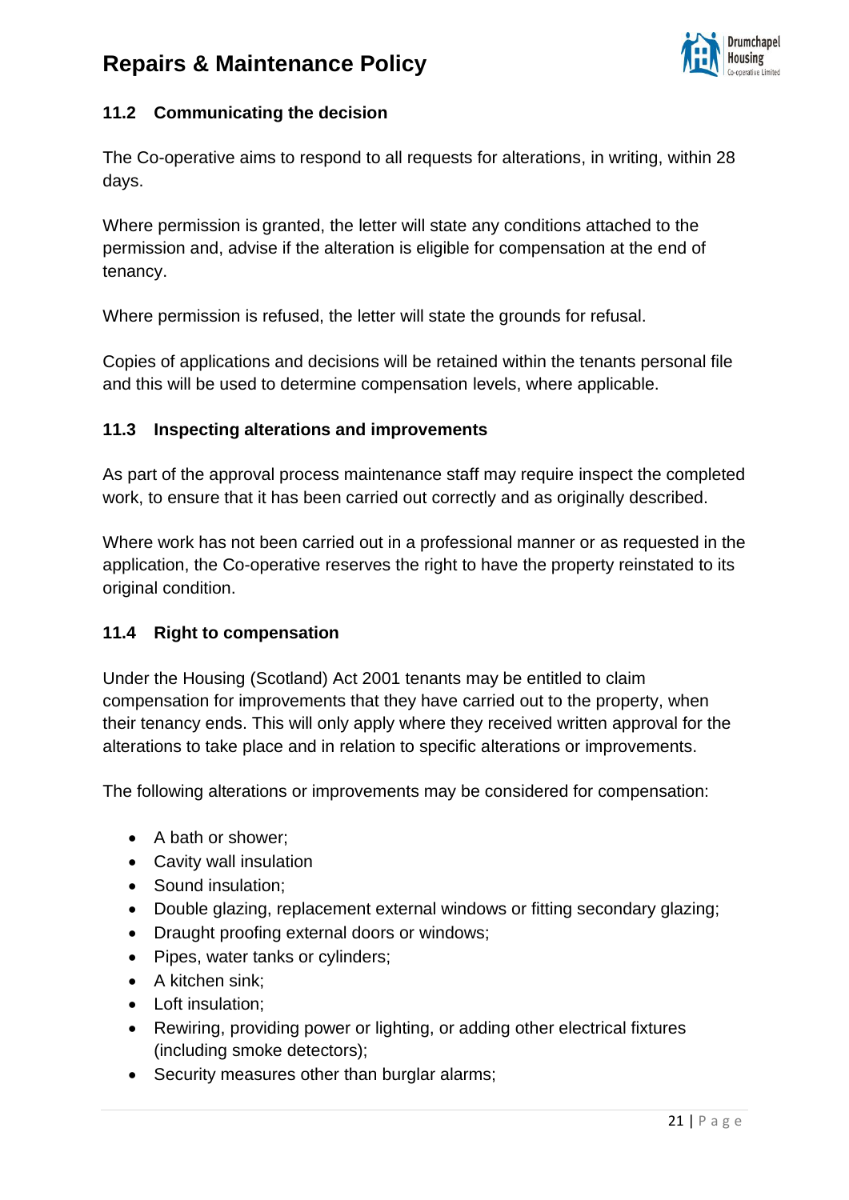### 11.2 Communicating the decision

The Co-operative aims to respond to all requests for alterations, in writing, within 28 days.

Where permission is granted, the letter will state any conditions attached to the permission and, advise if the alteration is eligible for compensation at the end of tenancy.

Where permission is refused, the letter will state the grounds for refusal.

Copies of applications and decisions will be retained within the tenants personal file and this will be used to determine compensation levels, where applicable.

### 11.3 Inspecting alterations and improvements

As part of the approval process maintenance staff may require inspect the completed work, to ensure that it has been carried out correctly and as originally described.

Where work has not been carried out in a professional manner or as requested in the application, the Co-operative reserves the right to have the property reinstated to its original condition.

### 11.4 Right to compensation

Under the Housing (Scotland) Act 2001 tenants may be entitled to claim compensation for improvements that they have carried out to the property, when their tenancy ends. This will only apply where they received written approval for the alterations to take place and in relation to specific alterations or improvements.

The following alterations or improvements may be considered for compensation:

- A bath or shower;
- Cavity wall insulation
- Sound insulation;
- Double glazing, replacement external windows or fitting secondary glazing;
- Draught proofing external doors or windows;
- Pipes, water tanks or cylinders;
- A kitchen sink;
- Loft insulation;
- Rewiring, providing power or lighting, or adding other electrical fixtures (including smoke detectors);
- Security measures other than burglar alarms;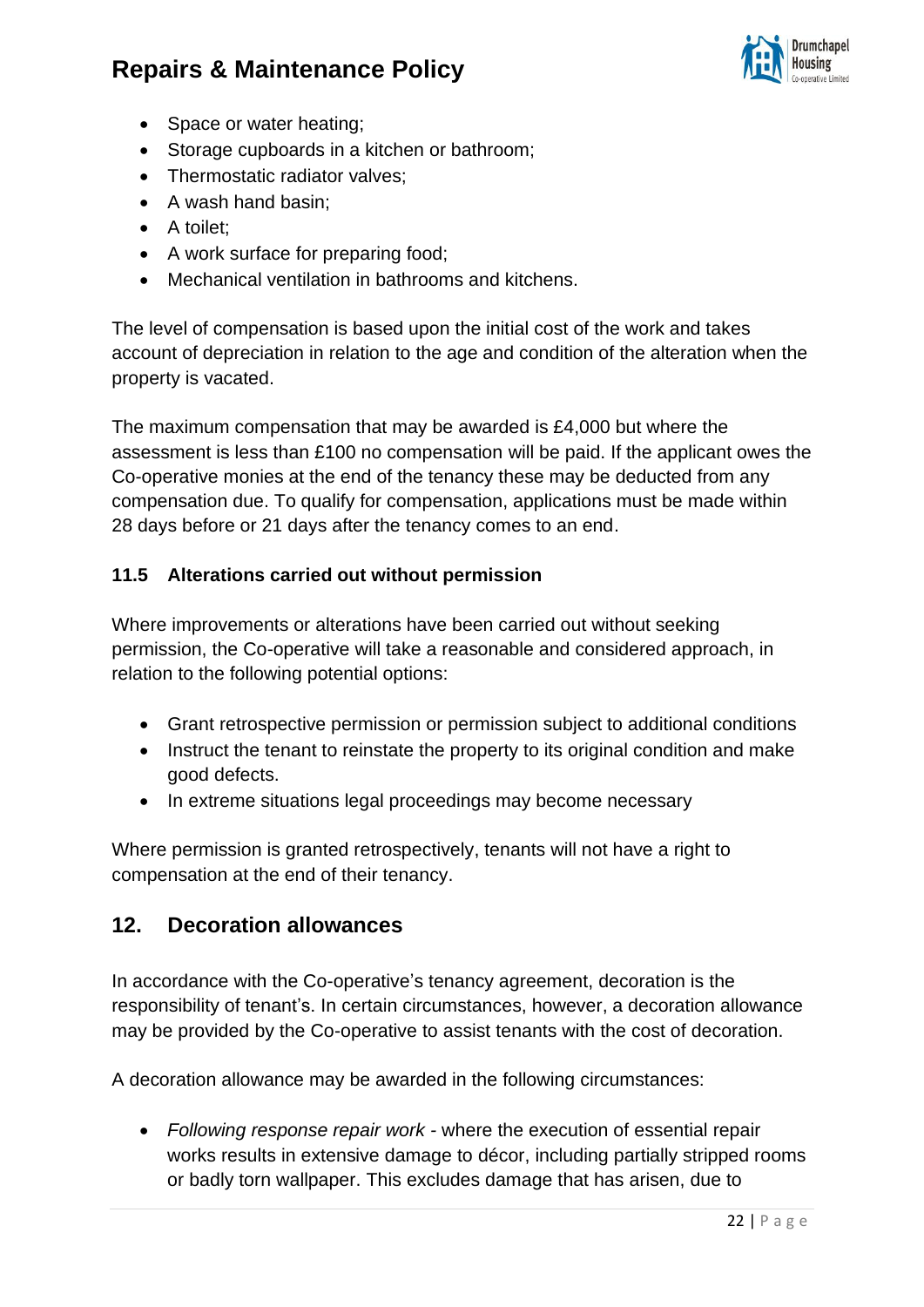- Space or water heating;
- Storage cupboards in a kitchen or bathroom;
- Thermostatic radiator valves;
- A wash hand basin;
- A toilet;
- A work surface for preparing food;
- Mechanical ventilation in bathrooms and kitchens.

The level of compensation is based upon the initial cost of the work and takes account of depreciation in relation to the age and condition of the alteration when the property is vacated.

The maximum compensation that may be awarded is £4,000 but where the assessment is less than £100 no compensation will be paid. If the applicant owes the Co-operative monies at the end of the tenancy these may be deducted from any compensation due. To qualify for compensation, applications must be made within 28 days before or 21 days after the tenancy comes to an end.

### 11.5 Alterations carried out without permission

Where improvements or alterations have been carried out without seeking permission, the Co-operative will take a reasonable and considered approach, in relation to the following potential options:

- Grant retrospective permission or permission subject to additional conditions
- Instruct the tenant to reinstate the property to its original condition and make good defects.
- In extreme situations legal proceedings may become necessary

Where permission is granted retrospectively, tenants will not have a right to compensation at the end of their tenancy.

## 12. Decoration allowances

In accordance with the Co-operative's tenancy agreement, decoration is the responsibility of tenant's. In certain circumstances, however, a decoration allowance may be provided by the Co-operative to assist tenants with the cost of decoration.

A decoration allowance may be awarded in the following circumstances:

- *Following response repair work* - where the execution of essential repair works results in extensive damage to décor, including partially stripped rooms or badly torn wallpaper. This excludes damage that has arisen, due to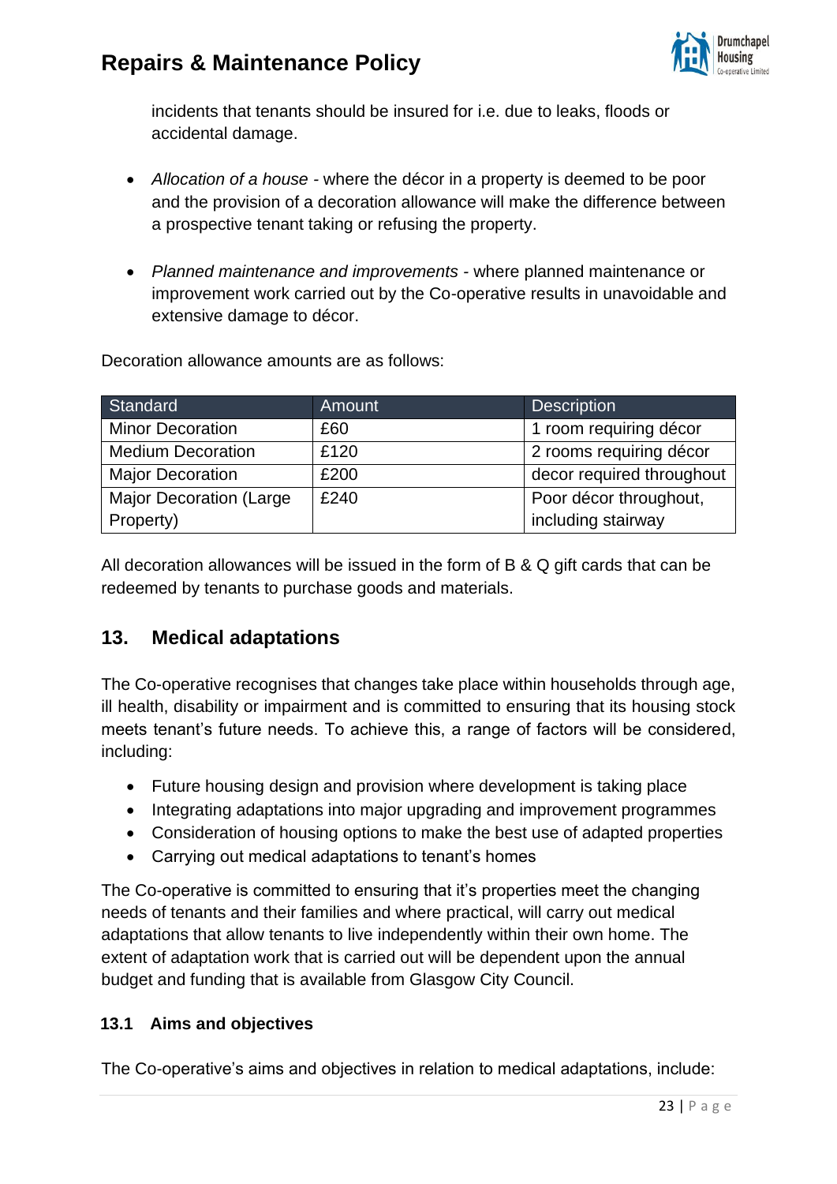incidents that tenants should be insured for i.e. due to leaks, floods or accidental damage.

- *Allocation of a house* - where the décor in a property is deemed to be poor and the provision of a decoration allowance will make the difference between a prospective tenant taking or refusing the property.
- *Planned maintenance and improvements* - where planned maintenance or improvement work carried out by the Co-operative results in unavoidable and extensive damage to décor.

Decoration allowance amounts are as follows:

| Standard | Amount | Description |
|---|---|---|
| Minor Decoration | £60 | 1 room requiring décor |
| Medium Decoration | £120 | 2 rooms requiring décor |
| Major Decoration | £200 | decor required throughout |
| Major Decoration (Large Property) | £240 | Poor décor throughout, including stairway |

All decoration allowances will be issued in the form of B & Q gift cards that can be redeemed by tenants to purchase goods and materials.

## 13. Medical adaptations

The Co-operative recognises that changes take place within households through age, ill health, disability or impairment and is committed to ensuring that its housing stock meets tenant's future needs. To achieve this, a range of factors will be considered, including:

- Future housing design and provision where development is taking place
- Integrating adaptations into major upgrading and improvement programmes
- Consideration of housing options to make the best use of adapted properties
- Carrying out medical adaptations to tenant's homes

The Co-operative is committed to ensuring that it's properties meet the changing needs of tenants and their families and where practical, will carry out medical adaptations that allow tenants to live independently within their own home. The extent of adaptation work that is carried out will be dependent upon the annual budget and funding that is available from Glasgow City Council.

### 13.1 Aims and objectives

The Co-operative's aims and objectives in relation to medical adaptations, include: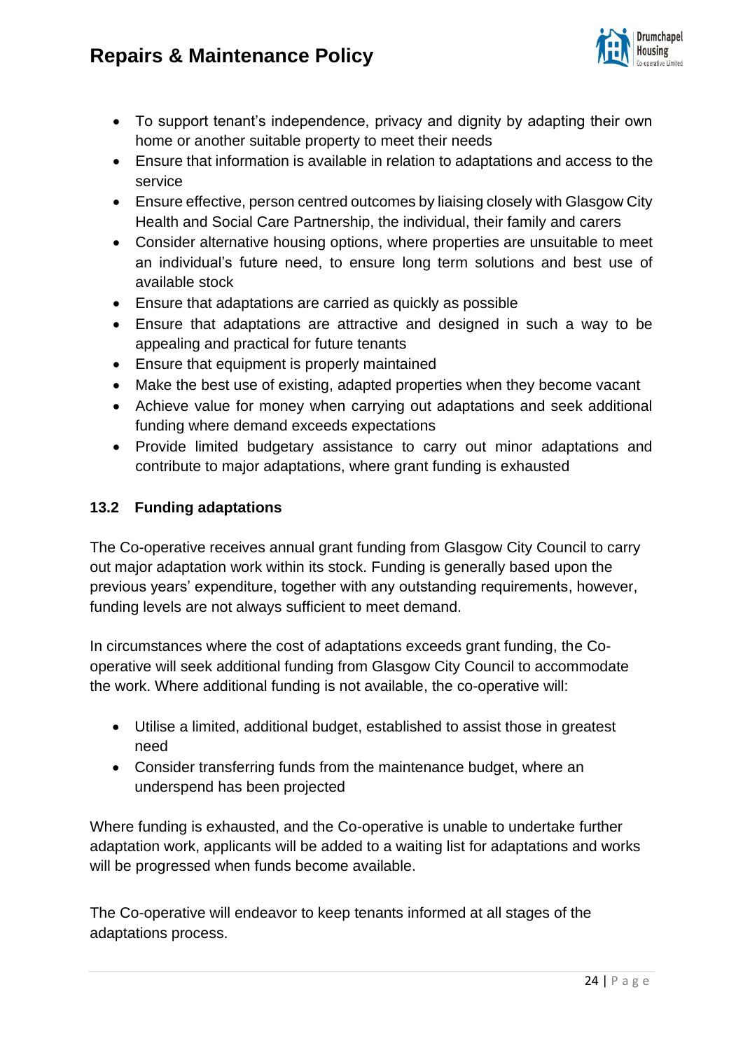- To support tenant's independence, privacy and dignity by adapting their own home or another suitable property to meet their needs
- Ensure that information is available in relation to adaptations and access to the service
- Ensure effective, person centred outcomes by liaising closely with Glasgow City Health and Social Care Partnership, the individual, their family and carers
- Consider alternative housing options, where properties are unsuitable to meet an individual's future need, to ensure long term solutions and best use of available stock
- Ensure that adaptations are carried as quickly as possible
- Ensure that adaptations are attractive and designed in such a way to be appealing and practical for future tenants
- Ensure that equipment is properly maintained
- Make the best use of existing, adapted properties when they become vacant
- Achieve value for money when carrying out adaptations and seek additional funding where demand exceeds expectations
- Provide limited budgetary assistance to carry out minor adaptations and contribute to major adaptations, where grant funding is exhausted

### 13.2 Funding adaptations

The Co-operative receives annual grant funding from Glasgow City Council to carry out major adaptation work within its stock. Funding is generally based upon the previous years' expenditure, together with any outstanding requirements, however, funding levels are not always sufficient to meet demand.

In circumstances where the cost of adaptations exceeds grant funding, the Co-operative will seek additional funding from Glasgow City Council to accommodate the work. Where additional funding is not available, the co-operative will:

- Utilise a limited, additional budget, established to assist those in greatest need
- Consider transferring funds from the maintenance budget, where an underspend has been projected

Where funding is exhausted, and the Co-operative is unable to undertake further adaptation work, applicants will be added to a waiting list for adaptations and works will be progressed when funds become available.

The Co-operative will endeavor to keep tenants informed at all stages of the adaptations process.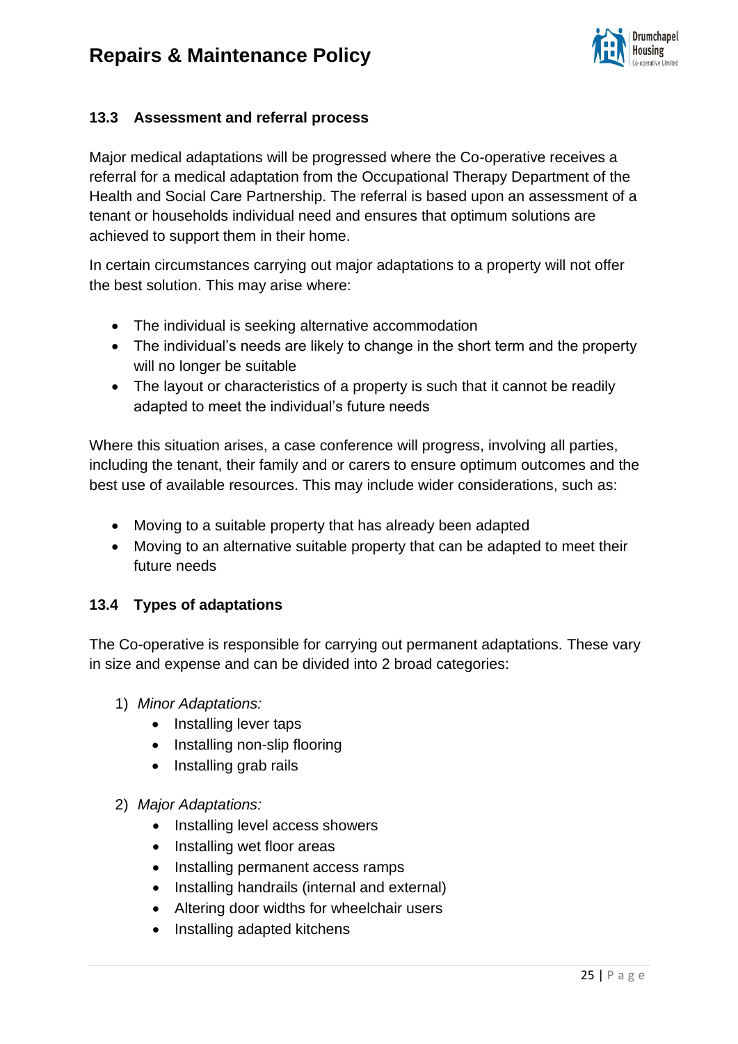### 13.3 Assessment and referral process

Major medical adaptations will be progressed where the Co-operative receives a referral for a medical adaptation from the Occupational Therapy Department of the Health and Social Care Partnership. The referral is based upon an assessment of a tenant or households individual need and ensures that optimum solutions are achieved to support them in their home.

In certain circumstances carrying out major adaptations to a property will not offer the best solution. This may arise where:

- The individual is seeking alternative accommodation
- The individual's needs are likely to change in the short term and the property will no longer be suitable
- The layout or characteristics of a property is such that it cannot be readily adapted to meet the individual's future needs

Where this situation arises, a case conference will progress, involving all parties, including the tenant, their family and or carers to ensure optimum outcomes and the best use of available resources. This may include wider considerations, such as:

- Moving to a suitable property that has already been adapted
- Moving to an alternative suitable property that can be adapted to meet their future needs

### 13.4 Types of adaptations

The Co-operative is responsible for carrying out permanent adaptations. These vary in size and expense and can be divided into 2 broad categories:

1) *Minor Adaptations:*
    - Installing lever taps
    - Installing non-slip flooring
    - Installing grab rails

2) *Major Adaptations:*
    - Installing level access showers
    - Installing wet floor areas
    - Installing permanent access ramps
    - Installing handrails (internal and external)
    - Altering door widths for wheelchair users
    - Installing adapted kitchens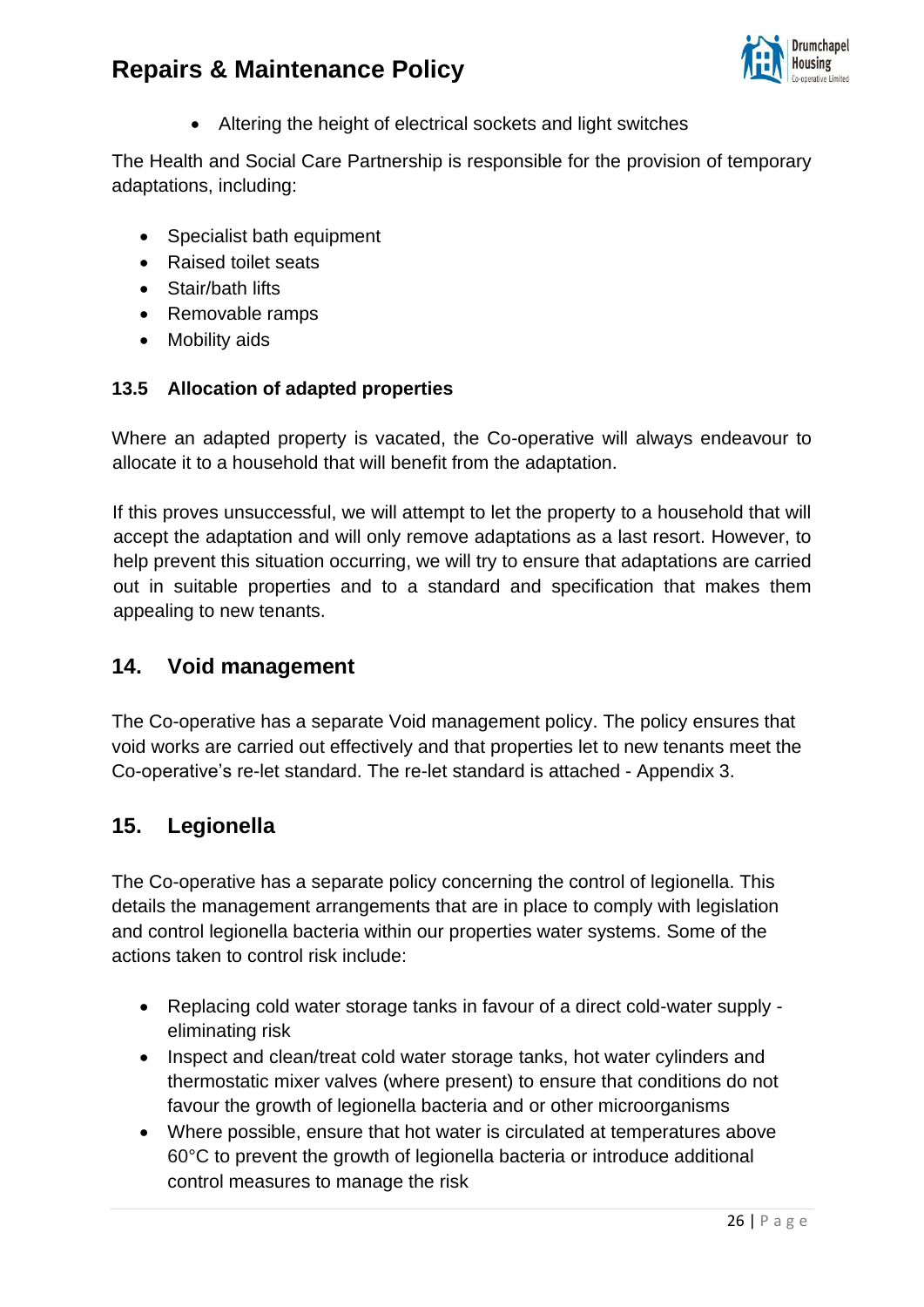- Altering the height of electrical sockets and light switches

The Health and Social Care Partnership is responsible for the provision of temporary adaptations, including:

- Specialist bath equipment
- Raised toilet seats
- Stair/bath lifts
- Removable ramps
- Mobility aids

### 13.5 Allocation of adapted properties

Where an adapted property is vacated, the Co-operative will always endeavour to allocate it to a household that will benefit from the adaptation.

If this proves unsuccessful, we will attempt to let the property to a household that will accept the adaptation and will only remove adaptations as a last resort. However, to help prevent this situation occurring, we will try to ensure that adaptations are carried out in suitable properties and to a standard and specification that makes them appealing to new tenants.

## 14. Void management

The Co-operative has a separate Void management policy. The policy ensures that void works are carried out effectively and that properties let to new tenants meet the Co-operative's re-let standard. The re-let standard is attached - Appendix 3.

## 15. Legionella

The Co-operative has a separate policy concerning the control of legionella. This details the management arrangements that are in place to comply with legislation and control legionella bacteria within our properties water systems. Some of the actions taken to control risk include:

- Replacing cold water storage tanks in favour of a direct cold-water supply - eliminating risk
- Inspect and clean/treat cold water storage tanks, hot water cylinders and thermostatic mixer valves (where present) to ensure that conditions do not favour the growth of legionella bacteria and or other microorganisms
- Where possible, ensure that hot water is circulated at temperatures above 60°C to prevent the growth of legionella bacteria or introduce additional control measures to manage the risk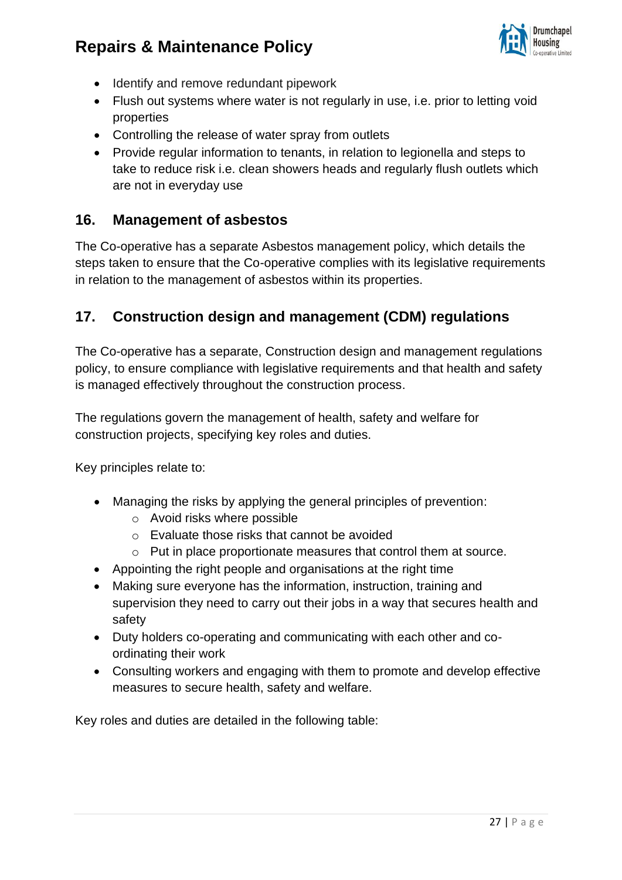- Identify and remove redundant pipework
- Flush out systems where water is not regularly in use, i.e. prior to letting void properties
- Controlling the release of water spray from outlets
- Provide regular information to tenants, in relation to legionella and steps to take to reduce risk i.e. clean showers heads and regularly flush outlets which are not in everyday use

## 16. Management of asbestos

The Co-operative has a separate Asbestos management policy, which details the steps taken to ensure that the Co-operative complies with its legislative requirements in relation to the management of asbestos within its properties.

## 17. Construction design and management (CDM) regulations

The Co-operative has a separate, Construction design and management regulations policy, to ensure compliance with legislative requirements and that health and safety is managed effectively throughout the construction process.

The regulations govern the management of health, safety and welfare for construction projects, specifying key roles and duties.

Key principles relate to:

- Managing the risks by applying the general principles of prevention:
  - Avoid risks where possible
  - Evaluate those risks that cannot be avoided
  - Put in place proportionate measures that control them at source.
- Appointing the right people and organisations at the right time
- Making sure everyone has the information, instruction, training and supervision they need to carry out their jobs in a way that secures health and safety
- Duty holders co-operating and communicating with each other and co-ordinating their work
- Consulting workers and engaging with them to promote and develop effective measures to secure health, safety and welfare.

Key roles and duties are detailed in the following table: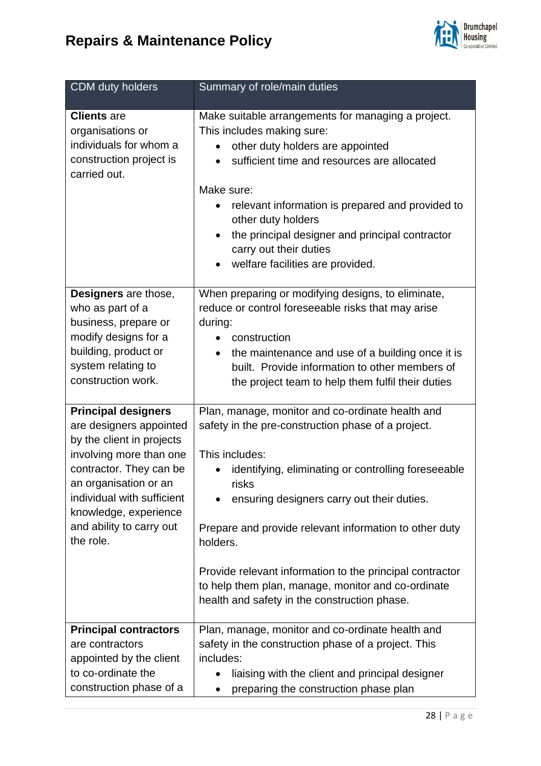| CDM duty holders | Summary of role/main duties |
|---|---|
| **Clients** are organisations or individuals for whom a construction project is carried out. | Make suitable arrangements for managing a project. This includes making sure:<br>• other duty holders are appointed<br>• sufficient time and resources are allocated<br><br>Make sure:<br>• relevant information is prepared and provided to other duty holders<br>• the principal designer and principal contractor carry out their duties<br>• welfare facilities are provided. |
| **Designers** are those, who as part of a business, prepare or modify designs for a building, product or system relating to construction work. | When preparing or modifying designs, to eliminate, reduce or control foreseeable risks that may arise during:<br>• construction<br>• the maintenance and use of a building once it is built. Provide information to other members of the project team to help them fulfil their duties |
| **Principal designers** are designers appointed by the client in projects involving more than one contractor. They can be an organisation or an individual with sufficient knowledge, experience and ability to carry out the role. | Plan, manage, monitor and co-ordinate health and safety in the pre-construction phase of a project.<br><br>This includes:<br>• identifying, eliminating or controlling foreseeable risks<br>• ensuring designers carry out their duties.<br><br>Prepare and provide relevant information to other duty holders.<br><br>Provide relevant information to the principal contractor to help them plan, manage, monitor and co-ordinate health and safety in the construction phase. |
| **Principal contractors** are contractors appointed by the client to co-ordinate the construction phase of a | Plan, manage, monitor and co-ordinate health and safety in the construction phase of a project. This includes:<br>• liaising with the client and principal designer<br>• preparing the construction phase plan |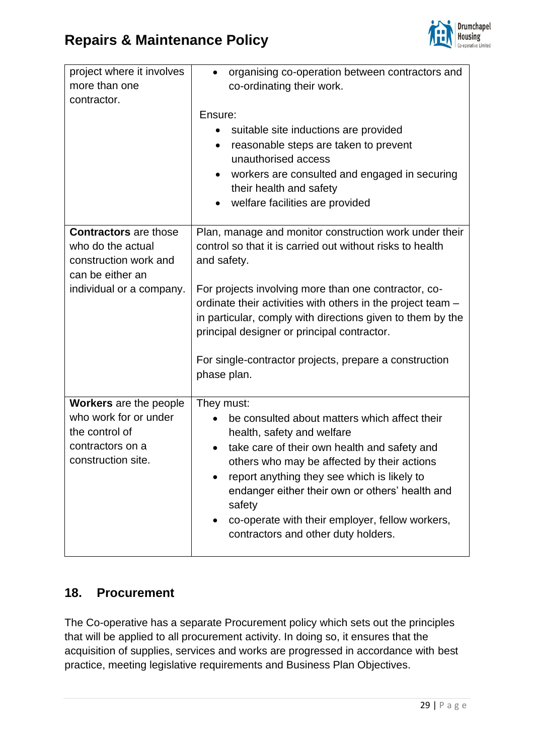| | |
|---|---|
| project where it involves more than one contractor. | • organising co-operation between contractors and co-ordinating their work.<br><br>Ensure:<br>• suitable site inductions are provided<br>• reasonable steps are taken to prevent unauthorised access<br>• workers are consulted and engaged in securing their health and safety<br>• welfare facilities are provided |
| **Contractors** are those who do the actual construction work and can be either an individual or a company. | Plan, manage and monitor construction work under their control so that it is carried out without risks to health and safety.<br><br>For projects involving more than one contractor, co-ordinate their activities with others in the project team – in particular, comply with directions given to them by the principal designer or principal contractor.<br><br>For single-contractor projects, prepare a construction phase plan. |
| **Workers** are the people who work for or under the control of contractors on a construction site. | They must:<br>• be consulted about matters which affect their health, safety and welfare<br>• take care of their own health and safety and others who may be affected by their actions<br>• report anything they see which is likely to endanger either their own or others' health and safety<br>• co-operate with their employer, fellow workers, contractors and other duty holders. |

## 18. Procurement

The Co-operative has a separate Procurement policy which sets out the principles that will be applied to all procurement activity. In doing so, it ensures that the acquisition of supplies, services and works are progressed in accordance with best practice, meeting legislative requirements and Business Plan Objectives.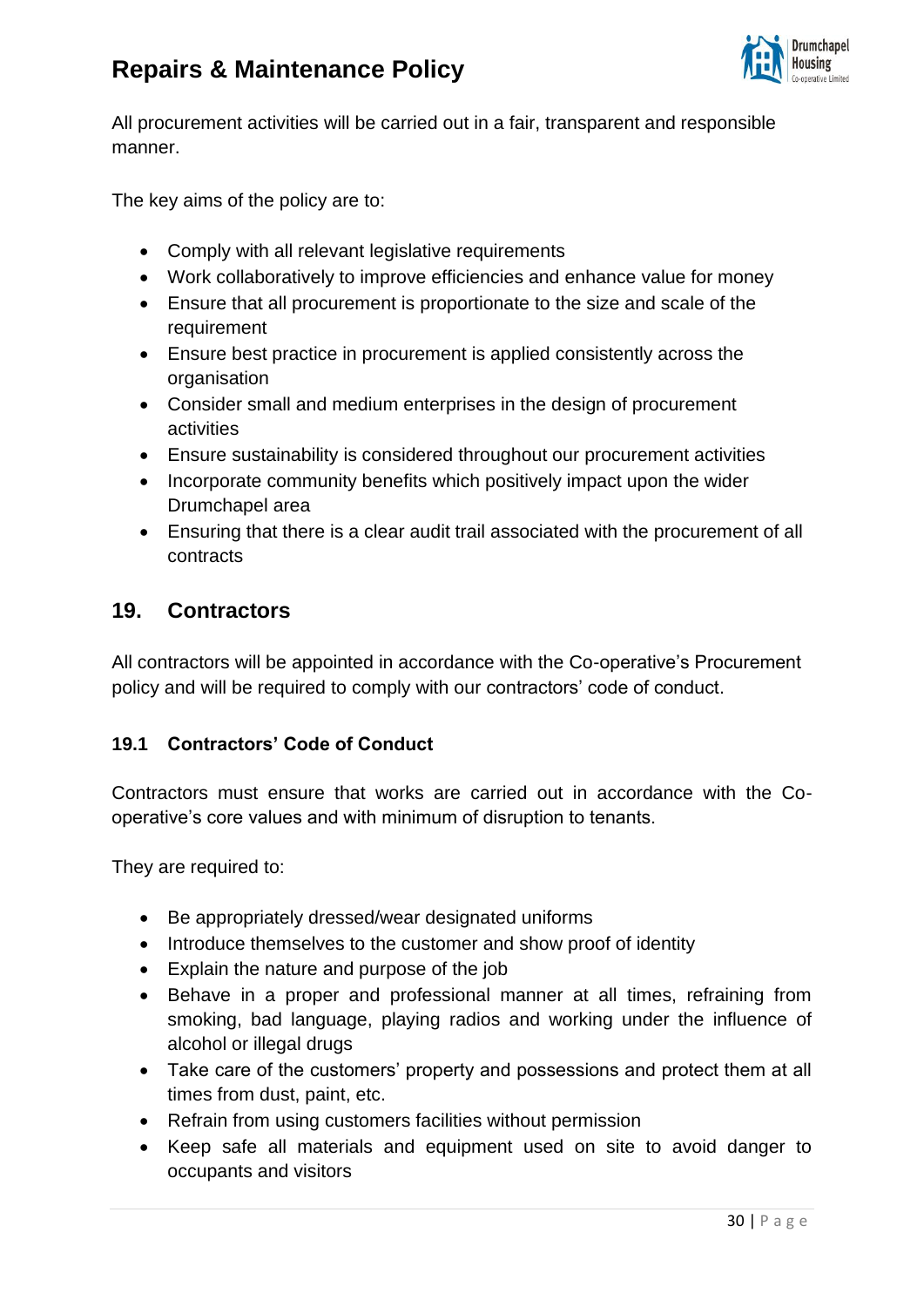All procurement activities will be carried out in a fair, transparent and responsible manner.

The key aims of the policy are to:

- Comply with all relevant legislative requirements
- Work collaboratively to improve efficiencies and enhance value for money
- Ensure that all procurement is proportionate to the size and scale of the requirement
- Ensure best practice in procurement is applied consistently across the organisation
- Consider small and medium enterprises in the design of procurement activities
- Ensure sustainability is considered throughout our procurement activities
- Incorporate community benefits which positively impact upon the wider Drumchapel area
- Ensuring that there is a clear audit trail associated with the procurement of all contracts

## 19. Contractors

All contractors will be appointed in accordance with the Co-operative's Procurement policy and will be required to comply with our contractors' code of conduct.

### 19.1 Contractors' Code of Conduct

Contractors must ensure that works are carried out in accordance with the Co-operative's core values and with minimum of disruption to tenants.

They are required to:

- Be appropriately dressed/wear designated uniforms
- Introduce themselves to the customer and show proof of identity
- Explain the nature and purpose of the job
- Behave in a proper and professional manner at all times, refraining from smoking, bad language, playing radios and working under the influence of alcohol or illegal drugs
- Take care of the customers' property and possessions and protect them at all times from dust, paint, etc.
- Refrain from using customers facilities without permission
- Keep safe all materials and equipment used on site to avoid danger to occupants and visitors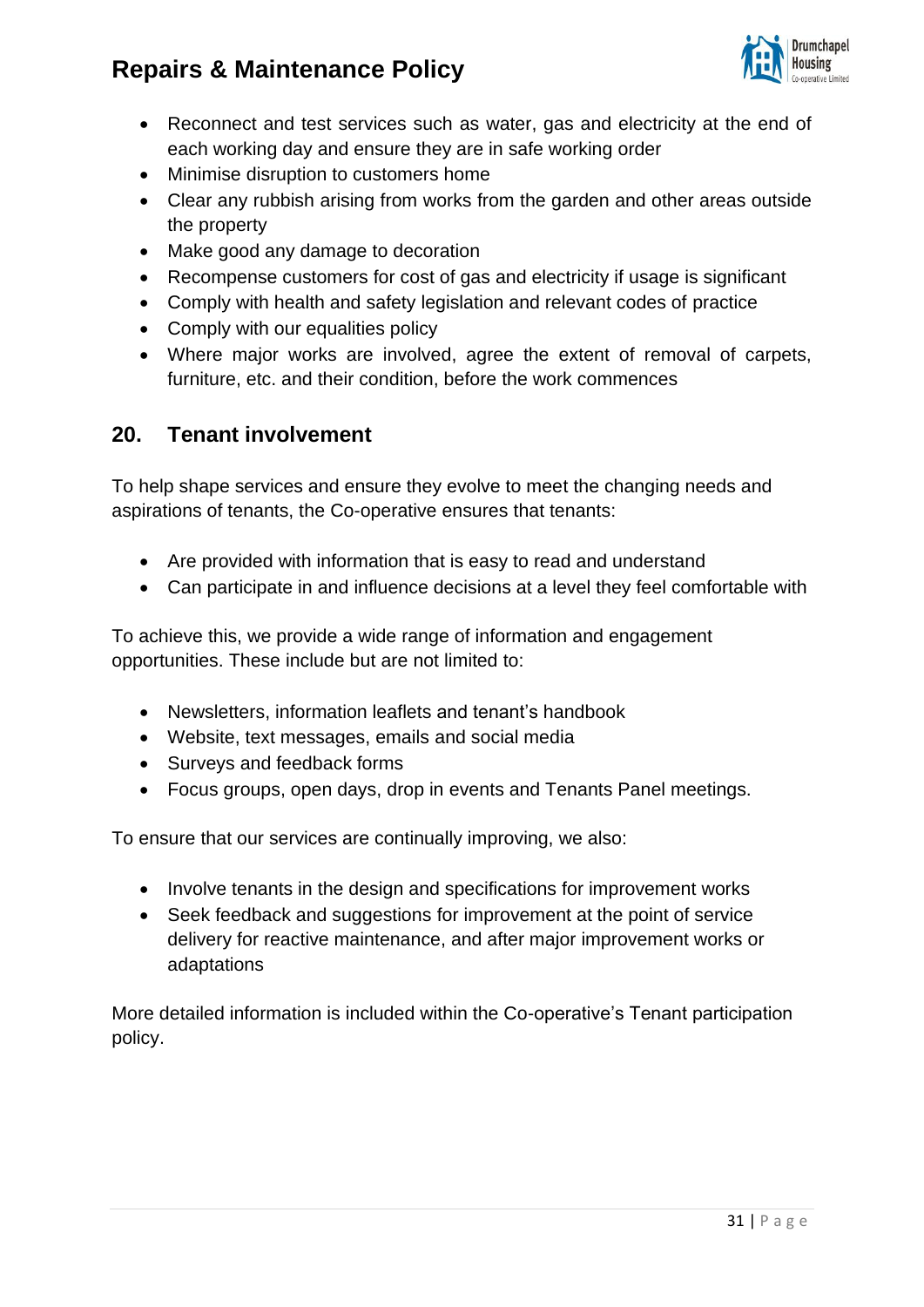- Reconnect and test services such as water, gas and electricity at the end of each working day and ensure they are in safe working order
- Minimise disruption to customers home
- Clear any rubbish arising from works from the garden and other areas outside the property
- Make good any damage to decoration
- Recompense customers for cost of gas and electricity if usage is significant
- Comply with health and safety legislation and relevant codes of practice
- Comply with our equalities policy
- Where major works are involved, agree the extent of removal of carpets, furniture, etc. and their condition, before the work commences

## 20. Tenant involvement

To help shape services and ensure they evolve to meet the changing needs and aspirations of tenants, the Co-operative ensures that tenants:

- Are provided with information that is easy to read and understand
- Can participate in and influence decisions at a level they feel comfortable with

To achieve this, we provide a wide range of information and engagement opportunities. These include but are not limited to:

- Newsletters, information leaflets and tenant's handbook
- Website, text messages, emails and social media
- Surveys and feedback forms
- Focus groups, open days, drop in events and Tenants Panel meetings.

To ensure that our services are continually improving, we also:

- Involve tenants in the design and specifications for improvement works
- Seek feedback and suggestions for improvement at the point of service delivery for reactive maintenance, and after major improvement works or adaptations

More detailed information is included within the Co-operative's Tenant participation policy.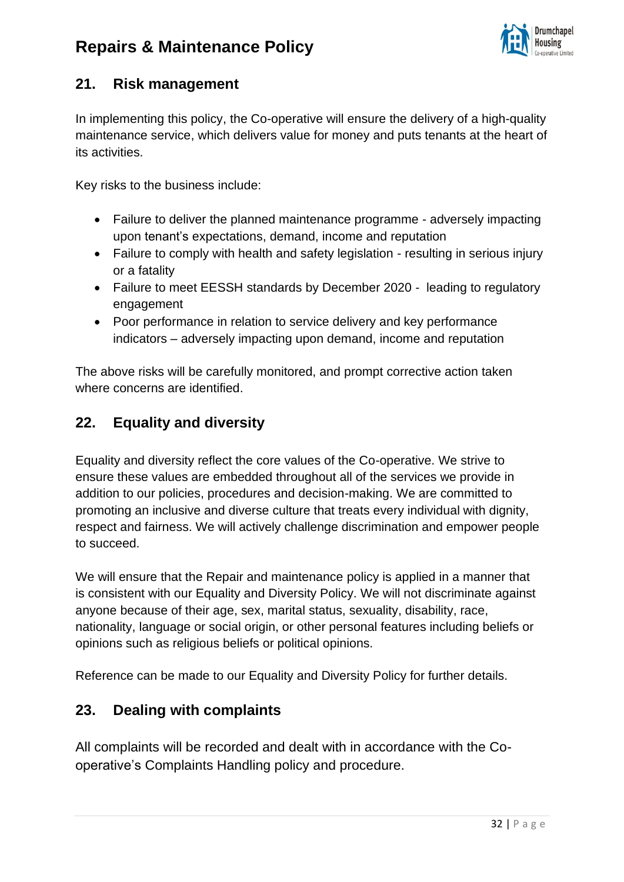## 21. Risk management

In implementing this policy, the Co-operative will ensure the delivery of a high-quality maintenance service, which delivers value for money and puts tenants at the heart of its activities.

Key risks to the business include:

- Failure to deliver the planned maintenance programme - adversely impacting upon tenant's expectations, demand, income and reputation
- Failure to comply with health and safety legislation - resulting in serious injury or a fatality
- Failure to meet EESSH standards by December 2020 - leading to regulatory engagement
- Poor performance in relation to service delivery and key performance indicators – adversely impacting upon demand, income and reputation

The above risks will be carefully monitored, and prompt corrective action taken where concerns are identified.

## 22. Equality and diversity

Equality and diversity reflect the core values of the Co-operative. We strive to ensure these values are embedded throughout all of the services we provide in addition to our policies, procedures and decision-making. We are committed to promoting an inclusive and diverse culture that treats every individual with dignity, respect and fairness. We will actively challenge discrimination and empower people to succeed.

We will ensure that the Repair and maintenance policy is applied in a manner that is consistent with our Equality and Diversity Policy. We will not discriminate against anyone because of their age, sex, marital status, sexuality, disability, race, nationality, language or social origin, or other personal features including beliefs or opinions such as religious beliefs or political opinions.

Reference can be made to our Equality and Diversity Policy for further details.

## 23. Dealing with complaints

All complaints will be recorded and dealt with in accordance with the Co-operative's Complaints Handling policy and procedure.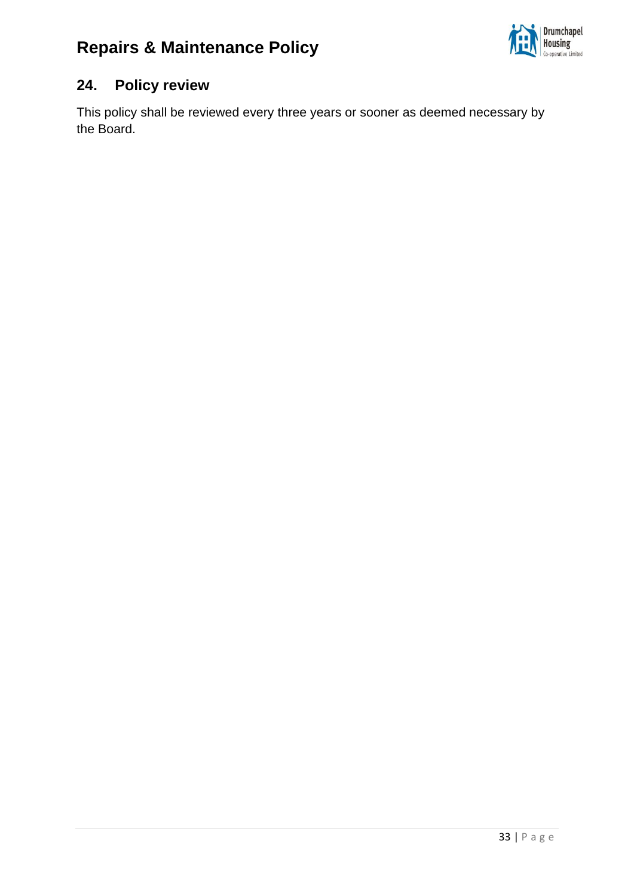## 24. Policy review

This policy shall be reviewed every three years or sooner as deemed necessary by the Board.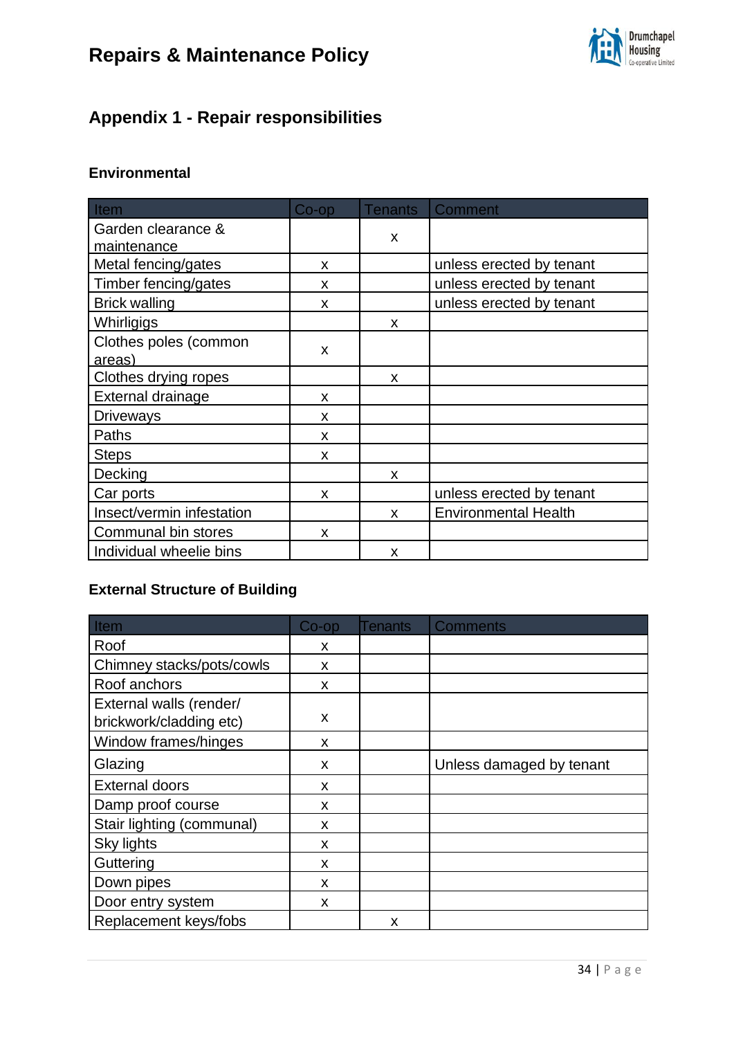# Repairs & Maintenance Policy

## Appendix 1 - Repair responsibilities

### Environmental

| Item | Co-op | Tenants | Comment |
|---|---|---|---|
| Garden clearance & maintenance | | x | |
| Metal fencing/gates | x | | unless erected by tenant |
| Timber fencing/gates | x | | unless erected by tenant |
| Brick walling | x | | unless erected by tenant |
| Whirligigs | | x | |
| Clothes poles (common areas) | x | | |
| Clothes drying ropes | | x | |
| External drainage | x | | |
| Driveways | x | | |
| Paths | x | | |
| Steps | x | | |
| Decking | | x | |
| Car ports | x | | unless erected by tenant |
| Insect/vermin infestation | | x | Environmental Health |
| Communal bin stores | x | | |
| Individual wheelie bins | | x | |

### External Structure of Building

| Item | Co-op | Tenants | Comments |
|---|---|---|---|
| Roof | x | | |
| Chimney stacks/pots/cowls | x | | |
| Roof anchors | x | | |
| External walls (render/ brickwork/cladding etc) | x | | |
| Window frames/hinges | x | | |
| Glazing | x | | Unless damaged by tenant |
| External doors | x | | |
| Damp proof course | x | | |
| Stair lighting (communal) | x | | |
| Sky lights | x | | |
| Guttering | x | | |
| Down pipes | x | | |
| Door entry system | x | | |
| Replacement keys/fobs | | x | |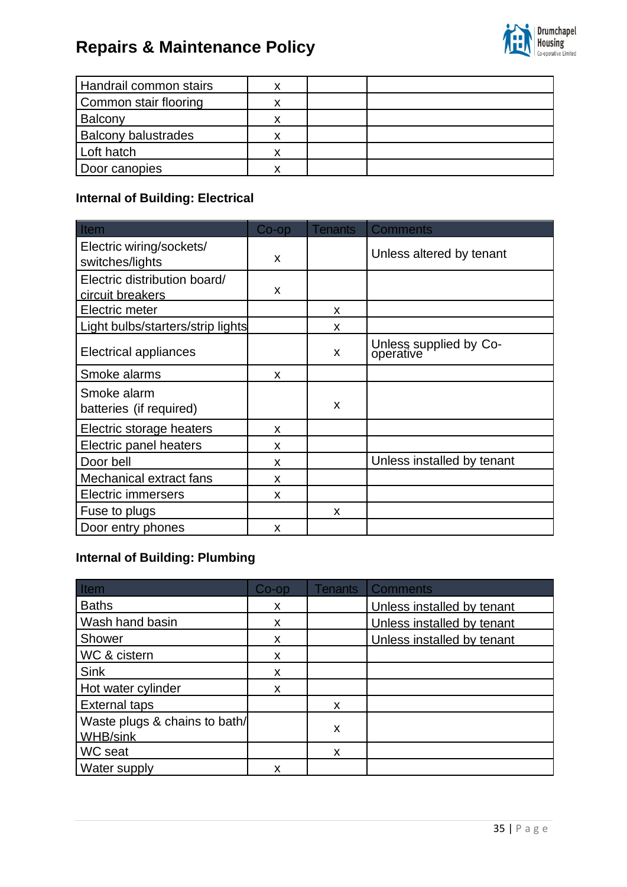| Handrail common stairs | x | | |
|---|---|---|---|
| Common stair flooring | x | | |
| Balcony | x | | |
| Balcony balustrades | x | | |
| Loft hatch | x | | |
| Door canopies | x | | |

**Internal of Building: Electrical**

| Item | Co-op | Tenants | Comments |
|---|---|---|---|
| Electric wiring/sockets/ switches/lights | x | | Unless altered by tenant |
| Electric distribution board/ circuit breakers | x | | |
| Electric meter | | x | |
| Light bulbs/starters/strip lights | | x | |
| Electrical appliances | | x | Unless supplied by Co-operative |
| Smoke alarms | x | | |
| Smoke alarm batteries (if required) | | x | |
| Electric storage heaters | x | | |
| Electric panel heaters | x | | |
| Door bell | x | | Unless installed by tenant |
| Mechanical extract fans | x | | |
| Electric immersers | x | | |
| Fuse to plugs | | x | |
| Door entry phones | x | | |

**Internal of Building: Plumbing**

| Item | Co-op | Tenants | Comments |
|---|---|---|---|
| Baths | x | | Unless installed by tenant |
| Wash hand basin | x | | Unless installed by tenant |
| Shower | x | | Unless installed by tenant |
| WC & cistern | x | | |
| Sink | x | | |
| Hot water cylinder | x | | |
| External taps | | x | |
| Waste plugs & chains to bath/ WHB/sink | | x | |
| WC seat | | x | |
| Water supply | x | | |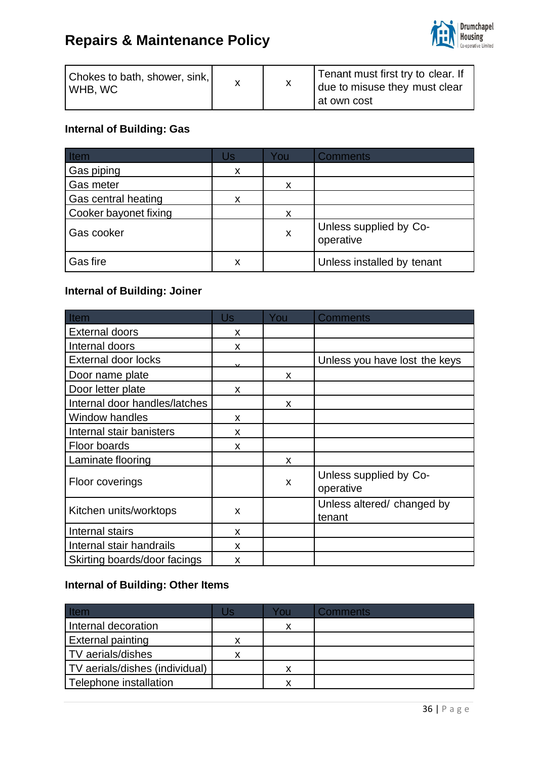| Chokes to bath, shower, sink, WHB, WC | x | x | Tenant must first try to clear. If due to misuse they must clear at own cost |
|---|---|---|---|

**Internal of Building: Gas**

| Item | Us | You | Comments |
|---|---|---|---|
| Gas piping | x | | |
| Gas meter | | x | |
| Gas central heating | x | | |
| Cooker bayonet fixing | | x | |
| Gas cooker | | x | Unless supplied by Co-operative |
| Gas fire | x | | Unless installed by tenant |

**Internal of Building: Joiner**

| Item | Us | You | Comments |
|---|---|---|---|
| External doors | x | | |
| Internal doors | x | | |
| External door locks | x | | Unless you have lost the keys |
| Door name plate | | x | |
| Door letter plate | x | | |
| Internal door handles/latches | | x | |
| Window handles | x | | |
| Internal stair banisters | x | | |
| Floor boards | x | | |
| Laminate flooring | | x | |
| Floor coverings | | x | Unless supplied by Co-operative |
| Kitchen units/worktops | x | | Unless altered/ changed by tenant |
| Internal stairs | x | | |
| Internal stair handrails | x | | |
| Skirting boards/door facings | x | | |

**Internal of Building: Other Items**

| Item | Us | You | Comments |
|---|---|---|---|
| Internal decoration | | x | |
| External painting | x | | |
| TV aerials/dishes | x | | |
| TV aerials/dishes (individual) | | x | |
| Telephone installation | | x | |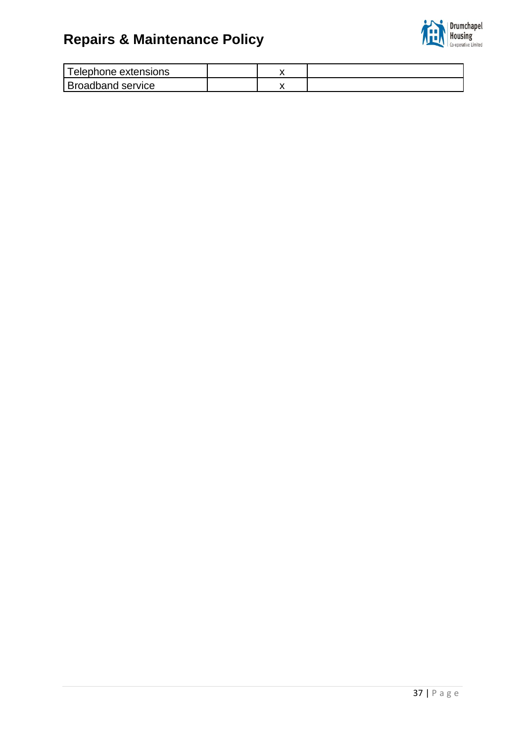| | | | |
|---|---|---|---|
| Telephone extensions | | x | |
| Broadband service | | x | |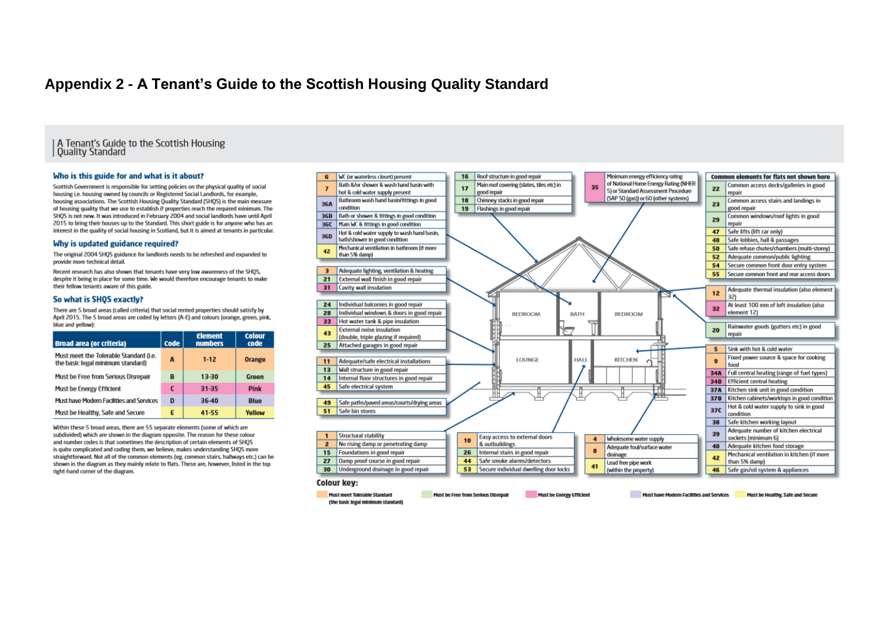# Appendix 2 - A Tenant's Guide to the Scottish Housing Quality Standard

## A Tenant's Guide to the Scottish Housing Quality Standard

### Who is this guide for and what is it about?

Scottish Government is responsible for setting policies on the physical quality of social housing i.e. housing owned by councils or Registered Social Landlords, for example, housing associations. The Scottish Housing Quality Standard (SHQS) is the main measure of housing quality that we use to establish if properties reach the required minimum. The SHQS is not new. It was introduced in February 2004 and social landlords have until April 2015 to bring their houses up to the Standard. This short guide is for anyone who has an interest in the quality of social housing in Scotland, but it is aimed at tenants in particular.

### Why is updated guidance required?

The original 2004 SHQS guidance for landlords needs to be refreshed and expanded to provide more technical detail.

Recent research has also shown that tenants have very low awareness of the SHQS, despite it being in place for some time. We would therefore encourage tenants to make their fellow tenants aware of this guide.

### So what is SHQS exactly?

There are 5 broad areas (called criteria) that social rented properties should satisfy by April 2015. The 5 broad areas are coded by letters (A-E) and colours (orange, green, pink, blue and yellow):

| Broad area (or criteria) | Code | Element numbers | Colour code |
|---|---|---|---|
| Must meet the Tolerable Standard (i.e. the basic legal minimum standard) | A | 1-12 | Orange |
| Must be Free from Serious Disrepair | B | 13-30 | Green |
| Must be Energy Efficient | C | 31-35 | Pink |
| Must have Modern Facilities and Services | D | 36-40 | Blue |
| Must be Healthy, Safe and Secure | E | 41-55 | Yellow |

Within these 5 broad areas, there are 55 separate elements (some of which are subdivided) which are shown in the diagram opposite. The reason for these colour and number codes is that sometimes the description of certain elements of SHQS is quite complicated and coding them, we believe, makes understanding SHQS more straightforward. Not all of the common elements (eg. common stairs, hallways etc.) can be shown in the diagram as they mainly relate to flats. These are, however, listed in the top right-hand corner of the diagram.

| No. | Element |
|---|---|
| 6 | WC (or waterless closet) present |
| 7 | Bath &/or shower & wash hand basin with hot & cold water supply present |
| 36A | Bathroom wash hand basin/fittings in good condition |
| 36B | Bath or shower & fittings in good condition |
| 36C | Main WC & fittings in good condition |
| 36D | Hot & cold water supply to wash hand basin, bath/shower in good condition |
| 42 | Mechanical ventilation in bathroom (if more than 5% damp) |
| 3 | Adequate lighting, ventilation & heating |
| 21 | External wall finish in good repair |
| 31 | Cavity wall insulation |
| 24 | Individual balconies in good repair |
| 28 | Individual windows & doors in good repair |
| 33 | Hot water tank & pipe insulation |
| 43 | External noise insulation (double, triple glazing if required) |
| 25 | Attached garages in good repair |
| 11 | Adequate/safe electrical installations |
| 13 | Wall structure in good repair |
| 14 | Internal floor structures in good repair |
| 45 | Safe electrical system |
| 49 | Safe paths/paved areas/courts/drying areas |
| 51 | Safe bin stores |
| 1 | Structural stability |
| 2 | No rising damp or penetrating damp |
| 15 | Foundations in good repair |
| 27 | Damp proof course in good repair |
| 30 | Underground drainage in good repair |
| 16 | Roof structure in good repair |
| 17 | Main roof covering (slates, tiles etc) in good repair |
| 18 | Chimney stacks in good repair |
| 19 | Flashings in good repair |
| 35 | Minimum energy efficiency rating of National Home Energy Rating (NHER 5) or Standard Assessment Procedure (SAP 50 (gas)) or 60 (other systems) |
| 10 | Easy access to external doors & outbuildings |
| 26 | Internal stairs in good repair |
| 44 | Safe smoke alarms/detectors |
| 53 | Secure individual dwelling door locks |
| 4 | Wholesome water supply |
| 8 | Adequate foul/surface water drainage |
| 41 | Lead free pipe work (within the property) |

**Common elements for flats not shown here**

| No. | Element |
|---|---|
| 22 | Common access decks/galleries in good repair |
| 23 | Common access stairs and landings in good repair |
| 29 | Common windows/roof lights in good repair |
| 47 | Safe lifts (lift car only) |
| 48 | Safe lobbies, hall & passages |
| 50 | Safe refuse chutes/chambers (multi-storey) |
| 52 | Adequate common/public lighting |
| 54 | Secure common front door entry system |
| 55 | Secure common front and rear access doors |

| No. | Element |
|---|---|
| 12 | Adequate thermal insulation (also element 32) |
| 32 | At least 100 mm of loft insulation (also element 12) |
| 20 | Rainwater goods (gutters etc) in good repair |
| 5 | Sink with hot & cold water |
| 9 | Fixed power source & space for cooking food |
| 34A | Full central heating (range of fuel types) |
| 34B | Efficient central heating |
| 37A | Kitchen sink unit in good condition |
| 37B | Kitchen cabinets/worktops in good condition |
| 37C | Hot & cold water supply to sink in good condition |
| 38 | Safe kitchen working layout |
| 39 | Adequate number of kitchen electrical sockets (minimum 6) |
| 40 | Adequate kitchen food storage |
| 42 | Mechanical ventilation in kitchen (if more than 5% damp) |
| 46 | Safe gas/oil system & appliances |

BEDROOM, BATH, BEDROOM, LOUNGE, HALL, KITCHEN

**Colour key:**

- Must meet Tolerable Standard (the basic legal minimum standard)
- Must be Free from Serious Disrepair
- Must be Energy Efficient
- Must have Modern Facilities and Services
- Must be Healthy, Safe and Secure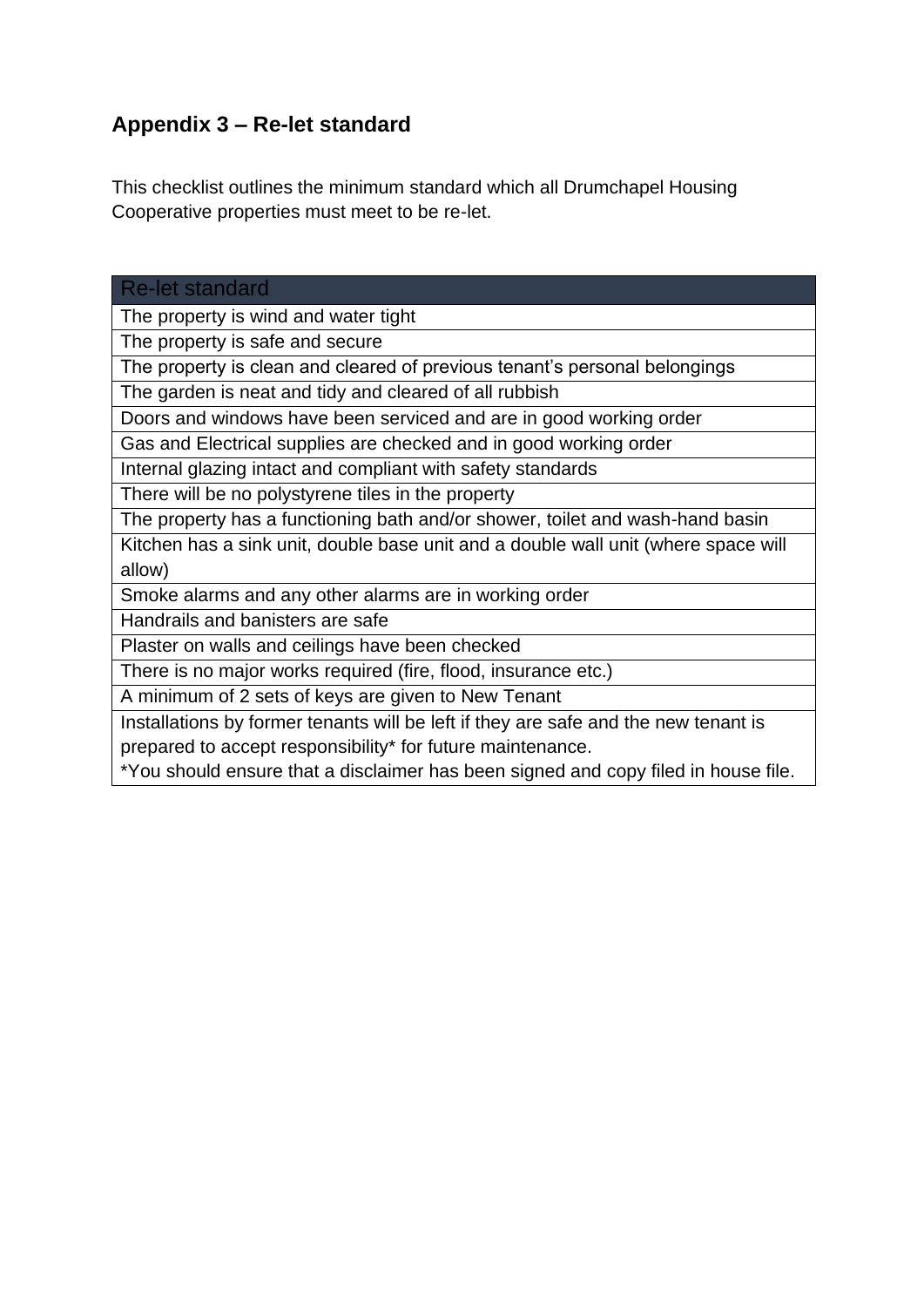## Appendix 3 – Re-let standard

This checklist outlines the minimum standard which all Drumchapel Housing Cooperative properties must meet to be re-let.

| Re-let standard |
| --- |
| The property is wind and water tight |
| The property is safe and secure |
| The property is clean and cleared of previous tenant's personal belongings |
| The garden is neat and tidy and cleared of all rubbish |
| Doors and windows have been serviced and are in good working order |
| Gas and Electrical supplies are checked and in good working order |
| Internal glazing intact and compliant with safety standards |
| There will be no polystyrene tiles in the property |
| The property has a functioning bath and/or shower, toilet and wash-hand basin |
| Kitchen has a sink unit, double base unit and a double wall unit (where space will allow) |
| Smoke alarms and any other alarms are in working order |
| Handrails and banisters are safe |
| Plaster on walls and ceilings have been checked |
| There is no major works required (fire, flood, insurance etc.) |
| A minimum of 2 sets of keys are given to New Tenant |
| Installations by former tenants will be left if they are safe and the new tenant is prepared to accept responsibility* for future maintenance. *You should ensure that a disclaimer has been signed and copy filed in house file. |